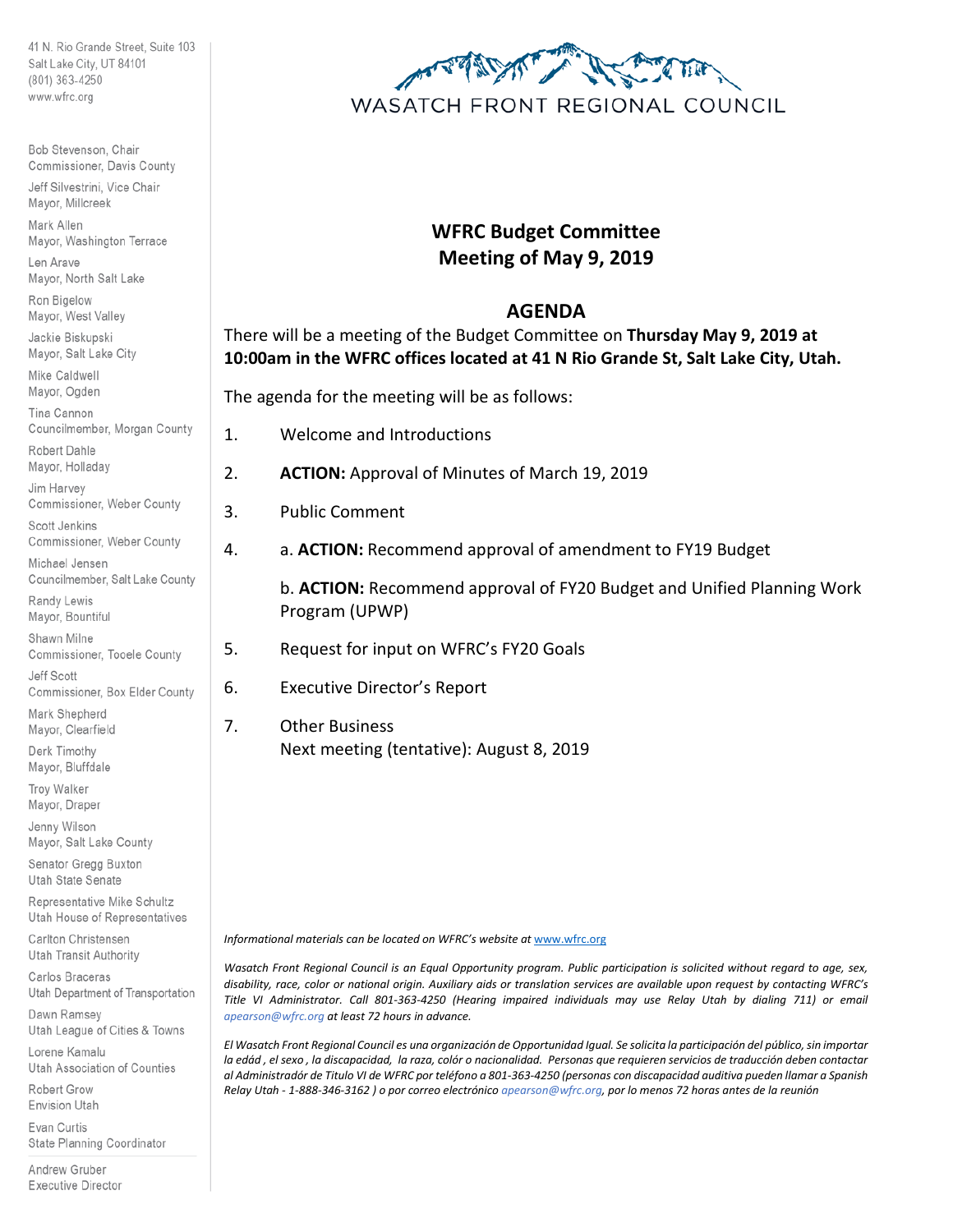41 N. Rio Grande Street, Suite 103
Salt Lake City, UT 84101
(801) 363-4250
www.wfrc.org

Bob Stevenson, Chair
Commissioner, Davis County

Jeff Silvestrini, Vice Chair
Mayor, Millcreek

Mark Allen
Mayor, Washington Terrace

Len Arave
Mayor, North Salt Lake

Ron Bigelow
Mayor, West Valley

Jackie Biskupski
Mayor, Salt Lake City

Mike Caldwell
Mayor, Ogden

Tina Cannon
Councilmember, Morgan County

Robert Dahle
Mayor, Holladay

Jim Harvey
Commissioner, Weber County

Scott Jenkins
Commissioner, Weber County

Michael Jensen
Councilmember, Salt Lake County

Randy Lewis
Mayor, Bountiful

Shawn Milne
Commissioner, Tooele County

Jeff Scott
Commissioner, Box Elder County

Mark Shepherd
Mayor, Clearfield

Derk Timothy
Mayor, Bluffdale

Troy Walker
Mayor, Draper

Jenny Wilson
Mayor, Salt Lake County

Senator Gregg Buxton
Utah State Senate

Representative Mike Schultz
Utah House of Representatives

Carlton Christensen
Utah Transit Authority

Carlos Braceras
Utah Department of Transportation

Dawn Ramsey
Utah League of Cities & Towns

Lorene Kamalu
Utah Association of Counties

Robert Grow
Envision Utah

Evan Curtis
State Planning Coordinator

Andrew Gruber
Executive Director

WASATCH FRONT REGIONAL COUNCIL

# WFRC Budget Committee
# Meeting of May 9, 2019

## AGENDA

There will be a meeting of the Budget Committee on **Thursday May 9, 2019 at 10:00am in the WFRC offices located at 41 N Rio Grande St, Salt Lake City, Utah.**

The agenda for the meeting will be as follows:

1. Welcome and Introductions
2. **ACTION:** Approval of Minutes of March 19, 2019
3. Public Comment
4. a. **ACTION:** Recommend approval of amendment to FY19 Budget

   b. **ACTION:** Recommend approval of FY20 Budget and Unified Planning Work Program (UPWP)
5. Request for input on WFRC's FY20 Goals
6. Executive Director's Report
7. Other Business
   Next meeting (tentative): August 8, 2019

*Informational materials can be located on WFRC's website at www.wfrc.org*

*Wasatch Front Regional Council is an Equal Opportunity program. Public participation is solicited without regard to age, sex, disability, race, color or national origin. Auxiliary aids or translation services are available upon request by contacting WFRC's Title VI Administrator. Call 801-363-4250 (Hearing impaired individuals may use Relay Utah by dialing 711) or email apearson@wfrc.org at least 72 hours in advance.*

*El Wasatch Front Regional Council es una organización de Opportunidad Igual. Se solicita la participación del público, sin importar la edád , el sexo , la discapacidad, la raza, colór o nacionalidad. Personas que requieren servicios de traducción deben contactar al Administradór de Titulo VI de WFRC por teléfono a 801-363-4250 (personas con discapacidad auditiva pueden llamar a Spanish Relay Utah - 1-888-346-3162 ) o por correo electrónico apearson@wfrc.org, por lo menos 72 horas antes de la reunión*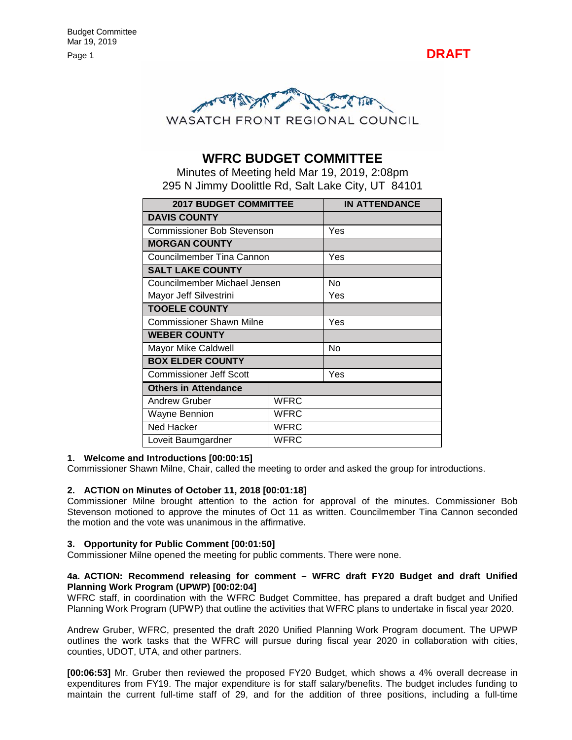**DRAFT**

WASATCH FRONT REGIONAL COUNCIL

# WFRC BUDGET COMMITTEE

Minutes of Meeting held Mar 19, 2019, 2:08pm
295 N Jimmy Doolittle Rd, Salt Lake City, UT 84101

| 2017 BUDGET COMMITTEE | | IN ATTENDANCE |
|---|---|---|
| **DAVIS COUNTY** | | |
| Commissioner Bob Stevenson | | Yes |
| **MORGAN COUNTY** | | |
| Councilmember Tina Cannon | | Yes |
| **SALT LAKE COUNTY** | | |
| Councilmember Michael Jensen | | No |
| Mayor Jeff Silvestrini | | Yes |
| **TOOELE COUNTY** | | |
| Commissioner Shawn Milne | | Yes |
| **WEBER COUNTY** | | |
| Mayor Mike Caldwell | | No |
| **BOX ELDER COUNTY** | | |
| Commissioner Jeff Scott | | Yes |
| **Others in Attendance** | | |
| Andrew Gruber | WFRC | |
| Wayne Bennion | WFRC | |
| Ned Hacker | WFRC | |
| Loveit Baumgardner | WFRC | |

**1. Welcome and Introductions [00:00:15]**
Commissioner Shawn Milne, Chair, called the meeting to order and asked the group for introductions.

**2. ACTION on Minutes of October 11, 2018 [00:01:18]**
Commissioner Milne brought attention to the action for approval of the minutes. Commissioner Bob Stevenson motioned to approve the minutes of Oct 11 as written. Councilmember Tina Cannon seconded the motion and the vote was unanimous in the affirmative.

**3. Opportunity for Public Comment [00:01:50]**
Commissioner Milne opened the meeting for public comments. There were none.

**4a. ACTION: Recommend releasing for comment – WFRC draft FY20 Budget and draft Unified Planning Work Program (UPWP) [00:02:04]**
WFRC staff, in coordination with the WFRC Budget Committee, has prepared a draft budget and Unified Planning Work Program (UPWP) that outline the activities that WFRC plans to undertake in fiscal year 2020.

Andrew Gruber, WFRC, presented the draft 2020 Unified Planning Work Program document. The UPWP outlines the work tasks that the WFRC will pursue during fiscal year 2020 in collaboration with cities, counties, UDOT, UTA, and other partners.

**[00:06:53]** Mr. Gruber then reviewed the proposed FY20 Budget, which shows a 4% overall decrease in expenditures from FY19. The major expenditure is for staff salary/benefits. The budget includes funding to maintain the current full-time staff of 29, and for the addition of three positions, including a full-time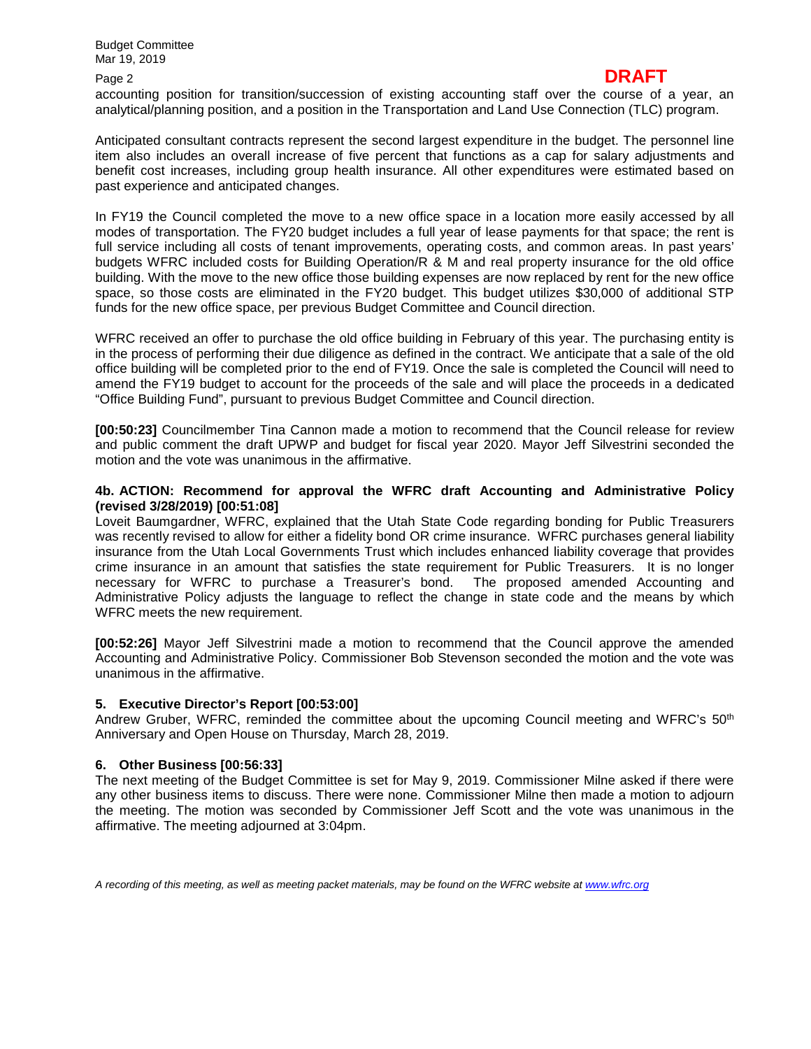**DRAFT**

accounting position for transition/succession of existing accounting staff over the course of a year, an analytical/planning position, and a position in the Transportation and Land Use Connection (TLC) program.

Anticipated consultant contracts represent the second largest expenditure in the budget. The personnel line item also includes an overall increase of five percent that functions as a cap for salary adjustments and benefit cost increases, including group health insurance. All other expenditures were estimated based on past experience and anticipated changes.

In FY19 the Council completed the move to a new office space in a location more easily accessed by all modes of transportation. The FY20 budget includes a full year of lease payments for that space; the rent is full service including all costs of tenant improvements, operating costs, and common areas. In past years' budgets WFRC included costs for Building Operation/R & M and real property insurance for the old office building. With the move to the new office those building expenses are now replaced by rent for the new office space, so those costs are eliminated in the FY20 budget. This budget utilizes $30,000 of additional STP funds for the new office space, per previous Budget Committee and Council direction.

WFRC received an offer to purchase the old office building in February of this year. The purchasing entity is in the process of performing their due diligence as defined in the contract. We anticipate that a sale of the old office building will be completed prior to the end of FY19. Once the sale is completed the Council will need to amend the FY19 budget to account for the proceeds of the sale and will place the proceeds in a dedicated "Office Building Fund", pursuant to previous Budget Committee and Council direction.

**[00:50:23]** Councilmember Tina Cannon made a motion to recommend that the Council release for review and public comment the draft UPWP and budget for fiscal year 2020. Mayor Jeff Silvestrini seconded the motion and the vote was unanimous in the affirmative.

### 4b. ACTION: Recommend for approval the WFRC draft Accounting and Administrative Policy (revised 3/28/2019) [00:51:08]

Loveit Baumgardner, WFRC, explained that the Utah State Code regarding bonding for Public Treasurers was recently revised to allow for either a fidelity bond OR crime insurance. WFRC purchases general liability insurance from the Utah Local Governments Trust which includes enhanced liability coverage that provides crime insurance in an amount that satisfies the state requirement for Public Treasurers. It is no longer necessary for WFRC to purchase a Treasurer's bond. The proposed amended Accounting and Administrative Policy adjusts the language to reflect the change in state code and the means by which WFRC meets the new requirement.

**[00:52:26]** Mayor Jeff Silvestrini made a motion to recommend that the Council approve the amended Accounting and Administrative Policy. Commissioner Bob Stevenson seconded the motion and the vote was unanimous in the affirmative.

### 5. Executive Director's Report [00:53:00]

Andrew Gruber, WFRC, reminded the committee about the upcoming Council meeting and WFRC's 50th Anniversary and Open House on Thursday, March 28, 2019.

### 6. Other Business [00:56:33]

The next meeting of the Budget Committee is set for May 9, 2019. Commissioner Milne asked if there were any other business items to discuss. There were none. Commissioner Milne then made a motion to adjourn the meeting. The motion was seconded by Commissioner Jeff Scott and the vote was unanimous in the affirmative. The meeting adjourned at 3:04pm.

*A recording of this meeting, as well as meeting packet materials, may be found on the WFRC website at www.wfrc.org*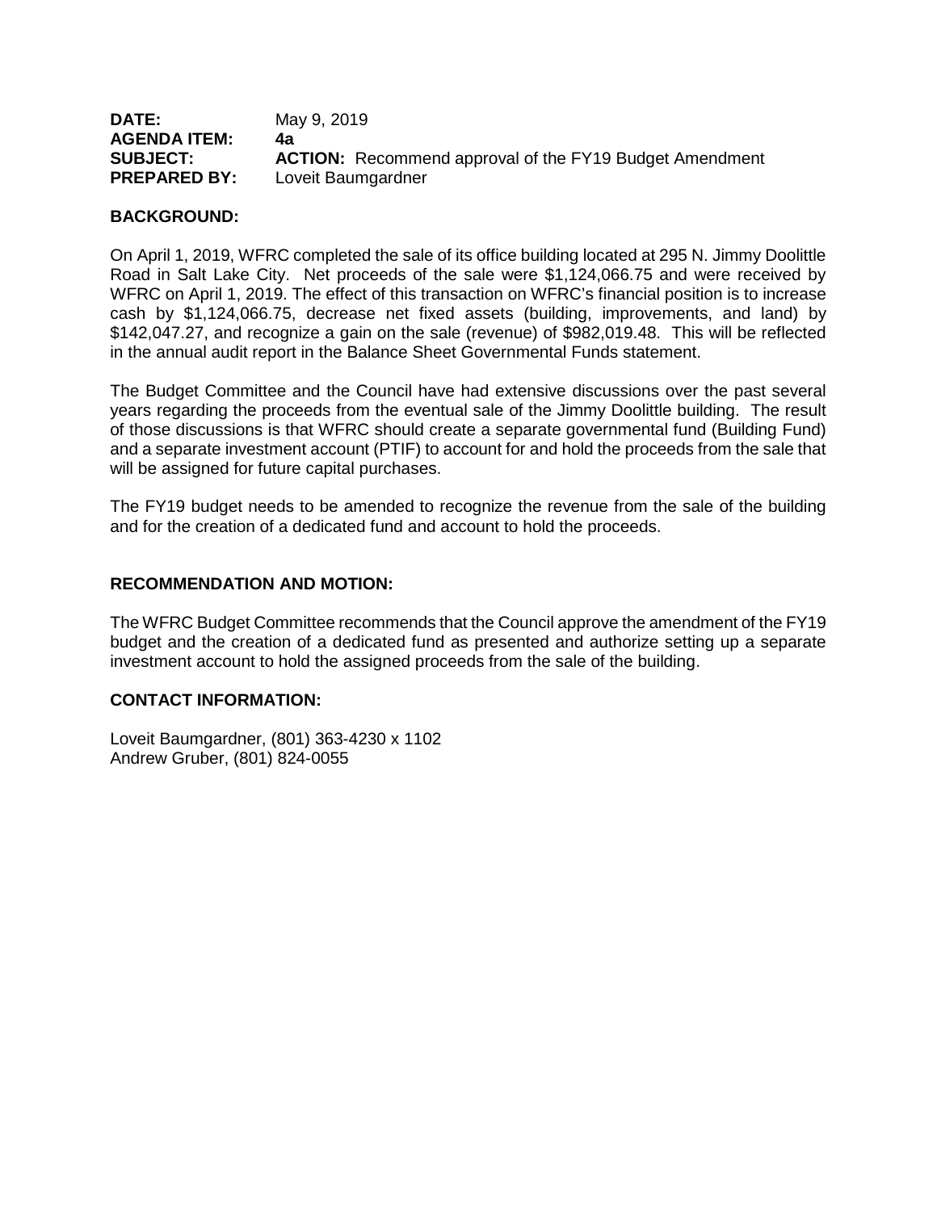**DATE:** May 9, 2019
**AGENDA ITEM:** **4a**
**SUBJECT:** **ACTION:** Recommend approval of the FY19 Budget Amendment
**PREPARED BY:** Loveit Baumgardner

**BACKGROUND:**

On April 1, 2019, WFRC completed the sale of its office building located at 295 N. Jimmy Doolittle Road in Salt Lake City. Net proceeds of the sale were $1,124,066.75 and were received by WFRC on April 1, 2019. The effect of this transaction on WFRC's financial position is to increase cash by $1,124,066.75, decrease net fixed assets (building, improvements, and land) by $142,047.27, and recognize a gain on the sale (revenue) of $982,019.48. This will be reflected in the annual audit report in the Balance Sheet Governmental Funds statement.

The Budget Committee and the Council have had extensive discussions over the past several years regarding the proceeds from the eventual sale of the Jimmy Doolittle building. The result of those discussions is that WFRC should create a separate governmental fund (Building Fund) and a separate investment account (PTIF) to account for and hold the proceeds from the sale that will be assigned for future capital purchases.

The FY19 budget needs to be amended to recognize the revenue from the sale of the building and for the creation of a dedicated fund and account to hold the proceeds.

**RECOMMENDATION AND MOTION:**

The WFRC Budget Committee recommends that the Council approve the amendment of the FY19 budget and the creation of a dedicated fund as presented and authorize setting up a separate investment account to hold the assigned proceeds from the sale of the building.

**CONTACT INFORMATION:**

Loveit Baumgardner, (801) 363-4230 x 1102
Andrew Gruber, (801) 824-0055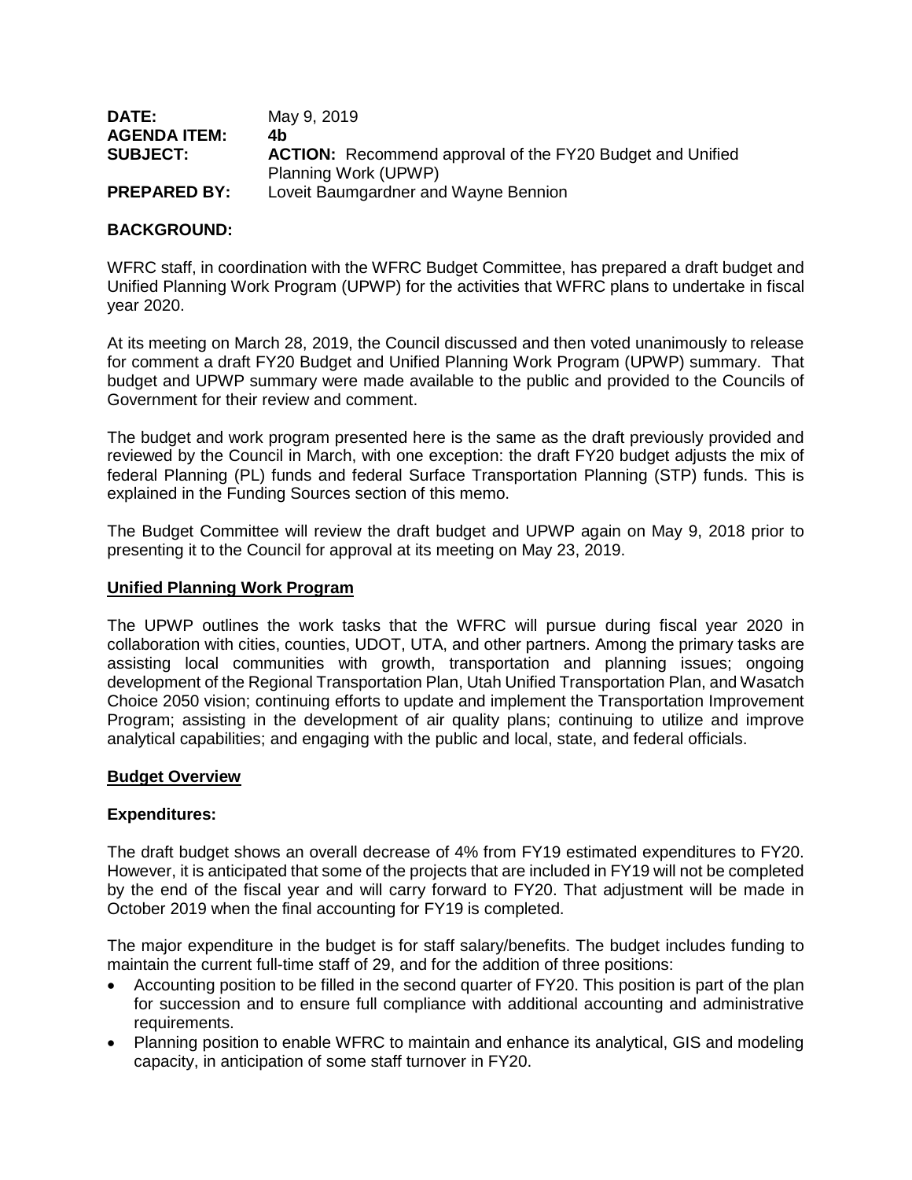**DATE:** May 9, 2019
**AGENDA ITEM:** **4b**
**SUBJECT:** **ACTION:** Recommend approval of the FY20 Budget and Unified Planning Work (UPWP)
**PREPARED BY:** Loveit Baumgardner and Wayne Bennion

**BACKGROUND:**

WFRC staff, in coordination with the WFRC Budget Committee, has prepared a draft budget and Unified Planning Work Program (UPWP) for the activities that WFRC plans to undertake in fiscal year 2020.

At its meeting on March 28, 2019, the Council discussed and then voted unanimously to release for comment a draft FY20 Budget and Unified Planning Work Program (UPWP) summary. That budget and UPWP summary were made available to the public and provided to the Councils of Government for their review and comment.

The budget and work program presented here is the same as the draft previously provided and reviewed by the Council in March, with one exception: the draft FY20 budget adjusts the mix of federal Planning (PL) funds and federal Surface Transportation Planning (STP) funds. This is explained in the Funding Sources section of this memo.

The Budget Committee will review the draft budget and UPWP again on May 9, 2018 prior to presenting it to the Council for approval at its meeting on May 23, 2019.

**Unified Planning Work Program**

The UPWP outlines the work tasks that the WFRC will pursue during fiscal year 2020 in collaboration with cities, counties, UDOT, UTA, and other partners. Among the primary tasks are assisting local communities with growth, transportation and planning issues; ongoing development of the Regional Transportation Plan, Utah Unified Transportation Plan, and Wasatch Choice 2050 vision; continuing efforts to update and implement the Transportation Improvement Program; assisting in the development of air quality plans; continuing to utilize and improve analytical capabilities; and engaging with the public and local, state, and federal officials.

**Budget Overview**

**Expenditures:**

The draft budget shows an overall decrease of 4% from FY19 estimated expenditures to FY20. However, it is anticipated that some of the projects that are included in FY19 will not be completed by the end of the fiscal year and will carry forward to FY20. That adjustment will be made in October 2019 when the final accounting for FY19 is completed.

The major expenditure in the budget is for staff salary/benefits. The budget includes funding to maintain the current full-time staff of 29, and for the addition of three positions:

- Accounting position to be filled in the second quarter of FY20. This position is part of the plan for succession and to ensure full compliance with additional accounting and administrative requirements.
- Planning position to enable WFRC to maintain and enhance its analytical, GIS and modeling capacity, in anticipation of some staff turnover in FY20.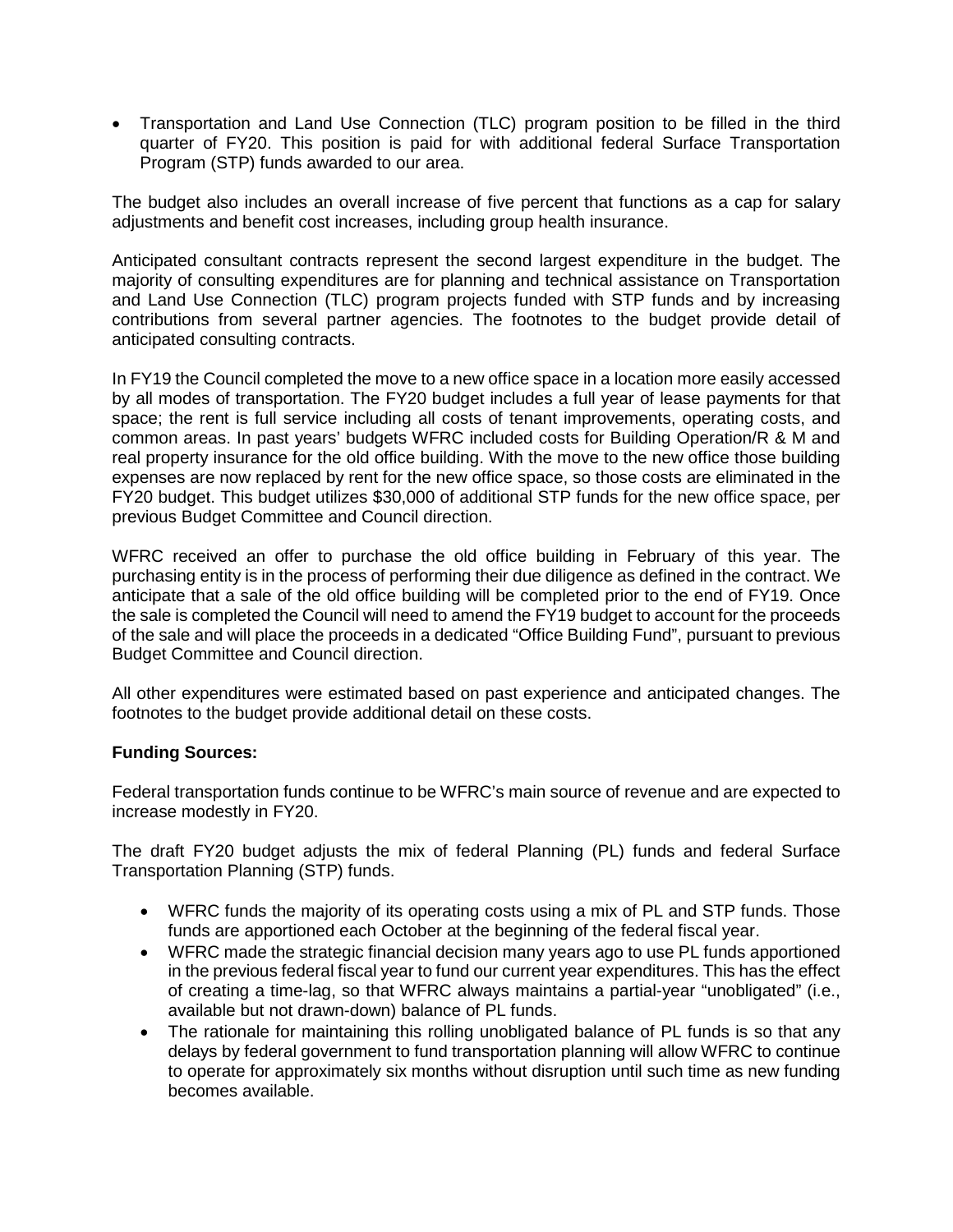- Transportation and Land Use Connection (TLC) program position to be filled in the third quarter of FY20. This position is paid for with additional federal Surface Transportation Program (STP) funds awarded to our area.

The budget also includes an overall increase of five percent that functions as a cap for salary adjustments and benefit cost increases, including group health insurance.

Anticipated consultant contracts represent the second largest expenditure in the budget. The majority of consulting expenditures are for planning and technical assistance on Transportation and Land Use Connection (TLC) program projects funded with STP funds and by increasing contributions from several partner agencies. The footnotes to the budget provide detail of anticipated consulting contracts.

In FY19 the Council completed the move to a new office space in a location more easily accessed by all modes of transportation. The FY20 budget includes a full year of lease payments for that space; the rent is full service including all costs of tenant improvements, operating costs, and common areas. In past years' budgets WFRC included costs for Building Operation/R & M and real property insurance for the old office building. With the move to the new office those building expenses are now replaced by rent for the new office space, so those costs are eliminated in the FY20 budget. This budget utilizes $30,000 of additional STP funds for the new office space, per previous Budget Committee and Council direction.

WFRC received an offer to purchase the old office building in February of this year. The purchasing entity is in the process of performing their due diligence as defined in the contract. We anticipate that a sale of the old office building will be completed prior to the end of FY19. Once the sale is completed the Council will need to amend the FY19 budget to account for the proceeds of the sale and will place the proceeds in a dedicated "Office Building Fund", pursuant to previous Budget Committee and Council direction.

All other expenditures were estimated based on past experience and anticipated changes. The footnotes to the budget provide additional detail on these costs.

**Funding Sources:**

Federal transportation funds continue to be WFRC's main source of revenue and are expected to increase modestly in FY20.

The draft FY20 budget adjusts the mix of federal Planning (PL) funds and federal Surface Transportation Planning (STP) funds.

- WFRC funds the majority of its operating costs using a mix of PL and STP funds. Those funds are apportioned each October at the beginning of the federal fiscal year.
- WFRC made the strategic financial decision many years ago to use PL funds apportioned in the previous federal fiscal year to fund our current year expenditures. This has the effect of creating a time-lag, so that WFRC always maintains a partial-year "unobligated" (i.e., available but not drawn-down) balance of PL funds.
- The rationale for maintaining this rolling unobligated balance of PL funds is so that any delays by federal government to fund transportation planning will allow WFRC to continue to operate for approximately six months without disruption until such time as new funding becomes available.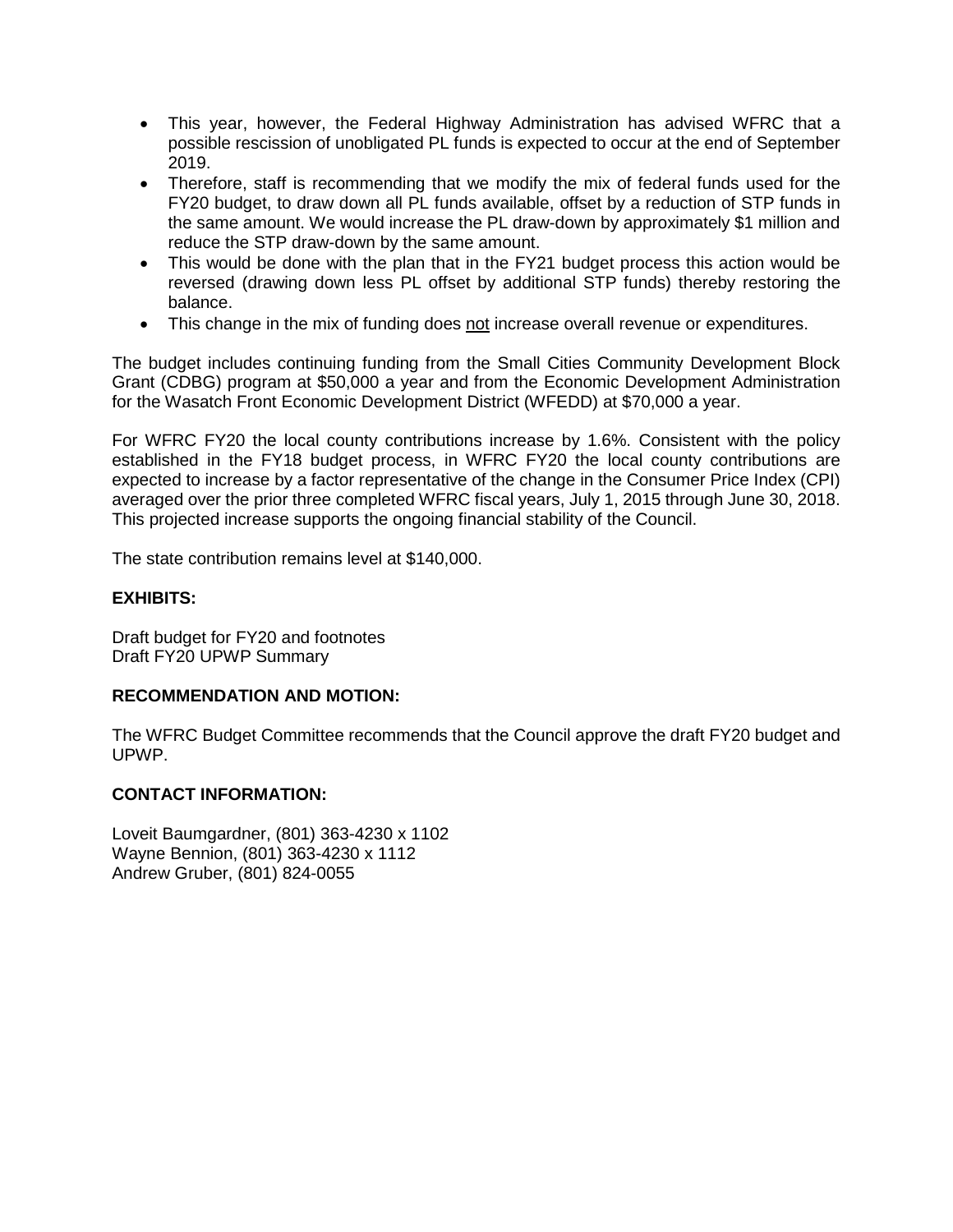- This year, however, the Federal Highway Administration has advised WFRC that a possible rescission of unobligated PL funds is expected to occur at the end of September 2019.
- Therefore, staff is recommending that we modify the mix of federal funds used for the FY20 budget, to draw down all PL funds available, offset by a reduction of STP funds in the same amount. We would increase the PL draw-down by approximately $1 million and reduce the STP draw-down by the same amount.
- This would be done with the plan that in the FY21 budget process this action would be reversed (drawing down less PL offset by additional STP funds) thereby restoring the balance.
- This change in the mix of funding does <u>not</u> increase overall revenue or expenditures.

The budget includes continuing funding from the Small Cities Community Development Block Grant (CDBG) program at $50,000 a year and from the Economic Development Administration for the Wasatch Front Economic Development District (WFEDD) at $70,000 a year.

For WFRC FY20 the local county contributions increase by 1.6%. Consistent with the policy established in the FY18 budget process, in WFRC FY20 the local county contributions are expected to increase by a factor representative of the change in the Consumer Price Index (CPI) averaged over the prior three completed WFRC fiscal years, July 1, 2015 through June 30, 2018. This projected increase supports the ongoing financial stability of the Council.

The state contribution remains level at $140,000.

**EXHIBITS:**

Draft budget for FY20 and footnotes
Draft FY20 UPWP Summary

**RECOMMENDATION AND MOTION:**

The WFRC Budget Committee recommends that the Council approve the draft FY20 budget and UPWP.

**CONTACT INFORMATION:**

Loveit Baumgardner, (801) 363-4230 x 1102
Wayne Bennion, (801) 363-4230 x 1112
Andrew Gruber, (801) 824-0055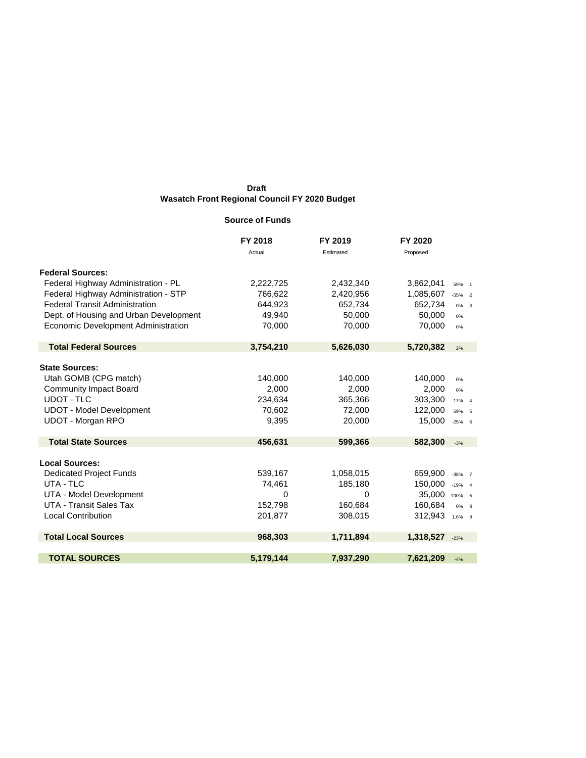**Draft**

**Wasatch Front Regional Council FY 2020 Budget**

**Source of Funds**

| | FY 2018<br>Actual | FY 2019<br>Estimated | FY 2020<br>Proposed | | |
|---|---|---|---|---|---|
| **Federal Sources:** | | | | | |
| Federal Highway Administration - PL | 2,222,725 | 2,432,340 | 3,862,041 | 59% | 1 |
| Federal Highway Administration - STP | 766,622 | 2,420,956 | 1,085,607 | -55% | 2 |
| Federal Transit Administration | 644,923 | 652,734 | 652,734 | 0% | 3 |
| Dept. of Housing and Urban Development | 49,940 | 50,000 | 50,000 | 0% | |
| Economic Development Administration | 70,000 | 70,000 | 70,000 | 0% | |
| **Total Federal Sources** | **3,754,210** | **5,626,030** | **5,720,382** | 2% | |
| **State Sources:** | | | | | |
| Utah GOMB (CPG match) | 140,000 | 140,000 | 140,000 | 0% | |
| Community Impact Board | 2,000 | 2,000 | 2,000 | 0% | |
| UDOT - TLC | 234,634 | 365,366 | 303,300 | -17% | 4 |
| UDOT - Model Development | 70,602 | 72,000 | 122,000 | 69% | 5 |
| UDOT - Morgan RPO | 9,395 | 20,000 | 15,000 | -25% | 6 |
| **Total State Sources** | **456,631** | **599,366** | **582,300** | -3% | |
| **Local Sources:** | | | | | |
| Dedicated Project Funds | 539,167 | 1,058,015 | 659,900 | -38% | 7 |
| UTA - TLC | 74,461 | 185,180 | 150,000 | -19% | 4 |
| UTA - Model Development | 0 | 0 | 35,000 | 100% | 5 |
| UTA - Transit Sales Tax | 152,798 | 160,684 | 160,684 | 0% | 8 |
| Local Contribution | 201,877 | 308,015 | 312,943 | 1.6% | 9 |
| **Total Local Sources** | **968,303** | **1,711,894** | **1,318,527** | -23% | |
| **TOTAL SOURCES** | **5,179,144** | **7,937,290** | **7,621,209** | -4% | |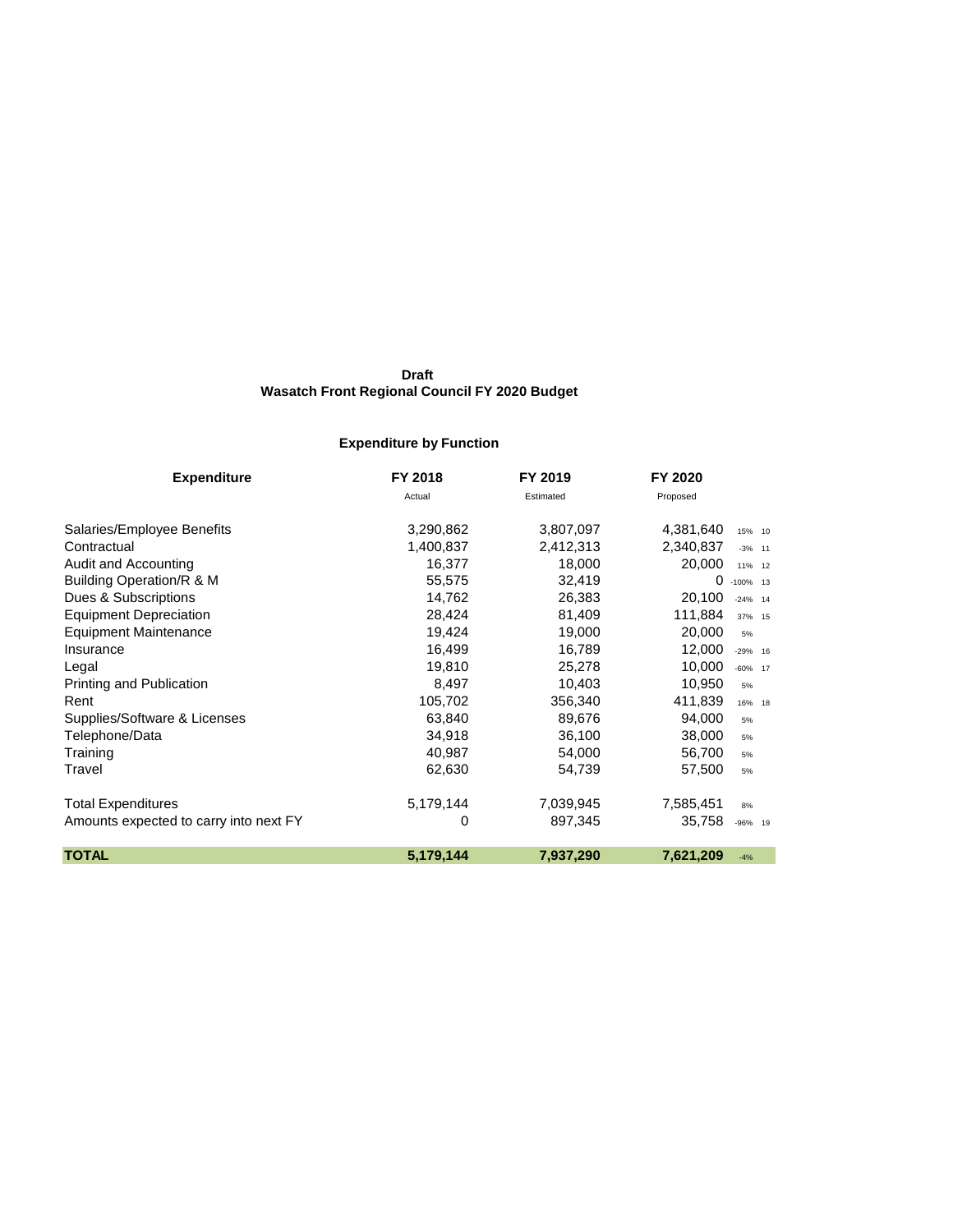**Draft**

**Wasatch Front Regional Council FY 2020 Budget**

**Expenditure by Function**

| Expenditure | FY 2018 Actual | FY 2019 Estimated | FY 2020 Proposed | | |
|---|---|---|---|---|---|
| Salaries/Employee Benefits | 3,290,862 | 3,807,097 | 4,381,640 | 15% | 10 |
| Contractual | 1,400,837 | 2,412,313 | 2,340,837 | -3% | 11 |
| Audit and Accounting | 16,377 | 18,000 | 20,000 | 11% | 12 |
| Building Operation/R & M | 55,575 | 32,419 | 0 | -100% | 13 |
| Dues & Subscriptions | 14,762 | 26,383 | 20,100 | -24% | 14 |
| Equipment Depreciation | 28,424 | 81,409 | 111,884 | 37% | 15 |
| Equipment Maintenance | 19,424 | 19,000 | 20,000 | 5% | |
| Insurance | 16,499 | 16,789 | 12,000 | -29% | 16 |
| Legal | 19,810 | 25,278 | 10,000 | -60% | 17 |
| Printing and Publication | 8,497 | 10,403 | 10,950 | 5% | |
| Rent | 105,702 | 356,340 | 411,839 | 16% | 18 |
| Supplies/Software & Licenses | 63,840 | 89,676 | 94,000 | 5% | |
| Telephone/Data | 34,918 | 36,100 | 38,000 | 5% | |
| Training | 40,987 | 54,000 | 56,700 | 5% | |
| Travel | 62,630 | 54,739 | 57,500 | 5% | |
| Total Expenditures | 5,179,144 | 7,039,945 | 7,585,451 | 8% | |
| Amounts expected to carry into next FY | 0 | 897,345 | 35,758 | -96% | 19 |
| **TOTAL** | **5,179,144** | **7,937,290** | **7,621,209** | -4% | |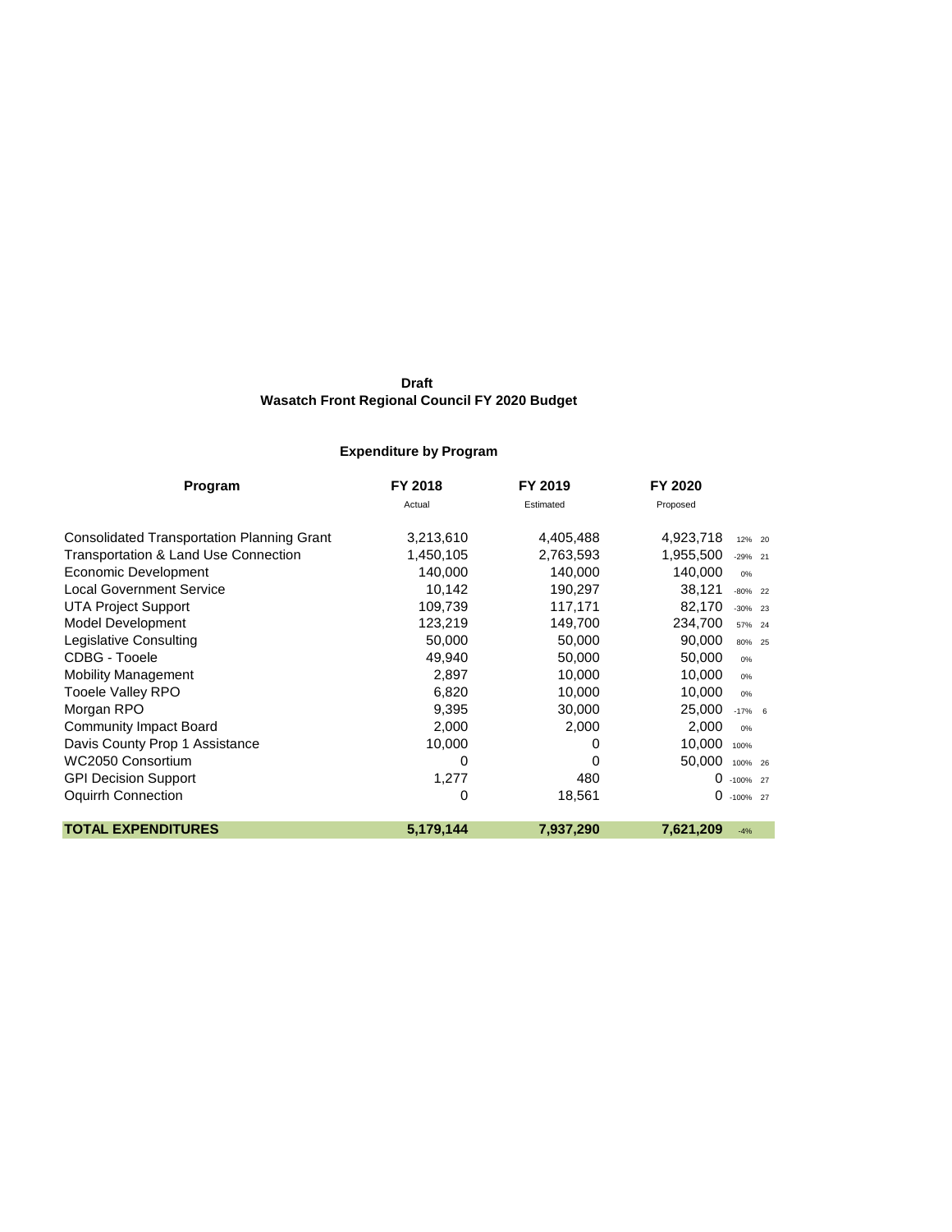**Draft**
**Wasatch Front Regional Council FY 2020 Budget**

**Expenditure by Program**

| Program | FY 2018 | FY 2019 | FY 2020 | | |
|---|---|---|---|---|---|
| | Actual | Estimated | Proposed | | |
| Consolidated Transportation Planning Grant | 3,213,610 | 4,405,488 | 4,923,718 | 12% | 20 |
| Transportation & Land Use Connection | 1,450,105 | 2,763,593 | 1,955,500 | -29% | 21 |
| Economic Development | 140,000 | 140,000 | 140,000 | 0% | |
| Local Government Service | 10,142 | 190,297 | 38,121 | -80% | 22 |
| UTA Project Support | 109,739 | 117,171 | 82,170 | -30% | 23 |
| Model Development | 123,219 | 149,700 | 234,700 | 57% | 24 |
| Legislative Consulting | 50,000 | 50,000 | 90,000 | 80% | 25 |
| CDBG - Tooele | 49,940 | 50,000 | 50,000 | 0% | |
| Mobility Management | 2,897 | 10,000 | 10,000 | 0% | |
| Tooele Valley RPO | 6,820 | 10,000 | 10,000 | 0% | |
| Morgan RPO | 9,395 | 30,000 | 25,000 | -17% | 6 |
| Community Impact Board | 2,000 | 2,000 | 2,000 | 0% | |
| Davis County Prop 1 Assistance | 10,000 | 0 | 10,000 | 100% | |
| WC2050 Consortium | 0 | 0 | 50,000 | 100% | 26 |
| GPI Decision Support | 1,277 | 480 | 0 | -100% | 27 |
| Oquirrh Connection | 0 | 18,561 | 0 | -100% | 27 |
| **TOTAL EXPENDITURES** | **5,179,144** | **7,937,290** | **7,621,209** | -4% | |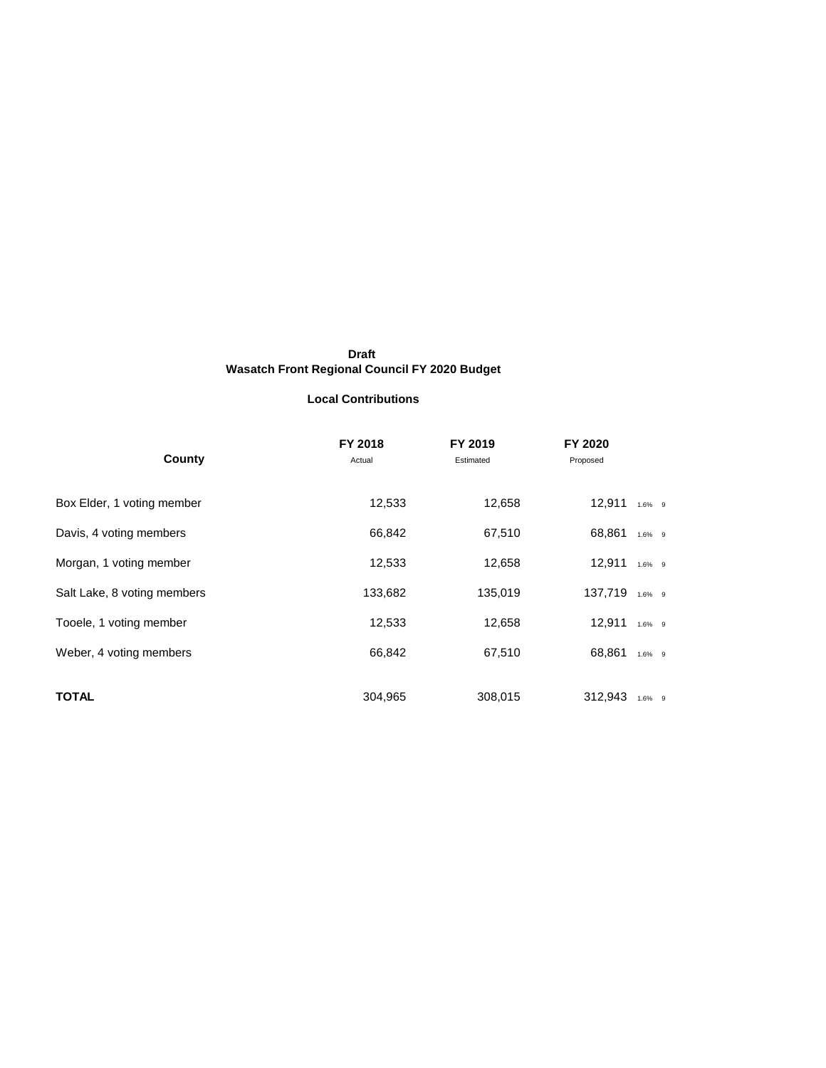**Draft**

**Wasatch Front Regional Council FY 2020 Budget**

**Local Contributions**

| County | FY 2018 Actual | FY 2019 Estimated | FY 2020 Proposed | | |
|---|---|---|---|---|---|
| Box Elder, 1 voting member | 12,533 | 12,658 | 12,911 | 1.6% | 9 |
| Davis, 4 voting members | 66,842 | 67,510 | 68,861 | 1.6% | 9 |
| Morgan, 1 voting member | 12,533 | 12,658 | 12,911 | 1.6% | 9 |
| Salt Lake, 8 voting members | 133,682 | 135,019 | 137,719 | 1.6% | 9 |
| Tooele, 1 voting member | 12,533 | 12,658 | 12,911 | 1.6% | 9 |
| Weber, 4 voting members | 66,842 | 67,510 | 68,861 | 1.6% | 9 |
| **TOTAL** | 304,965 | 308,015 | 312,943 | 1.6% | 9 |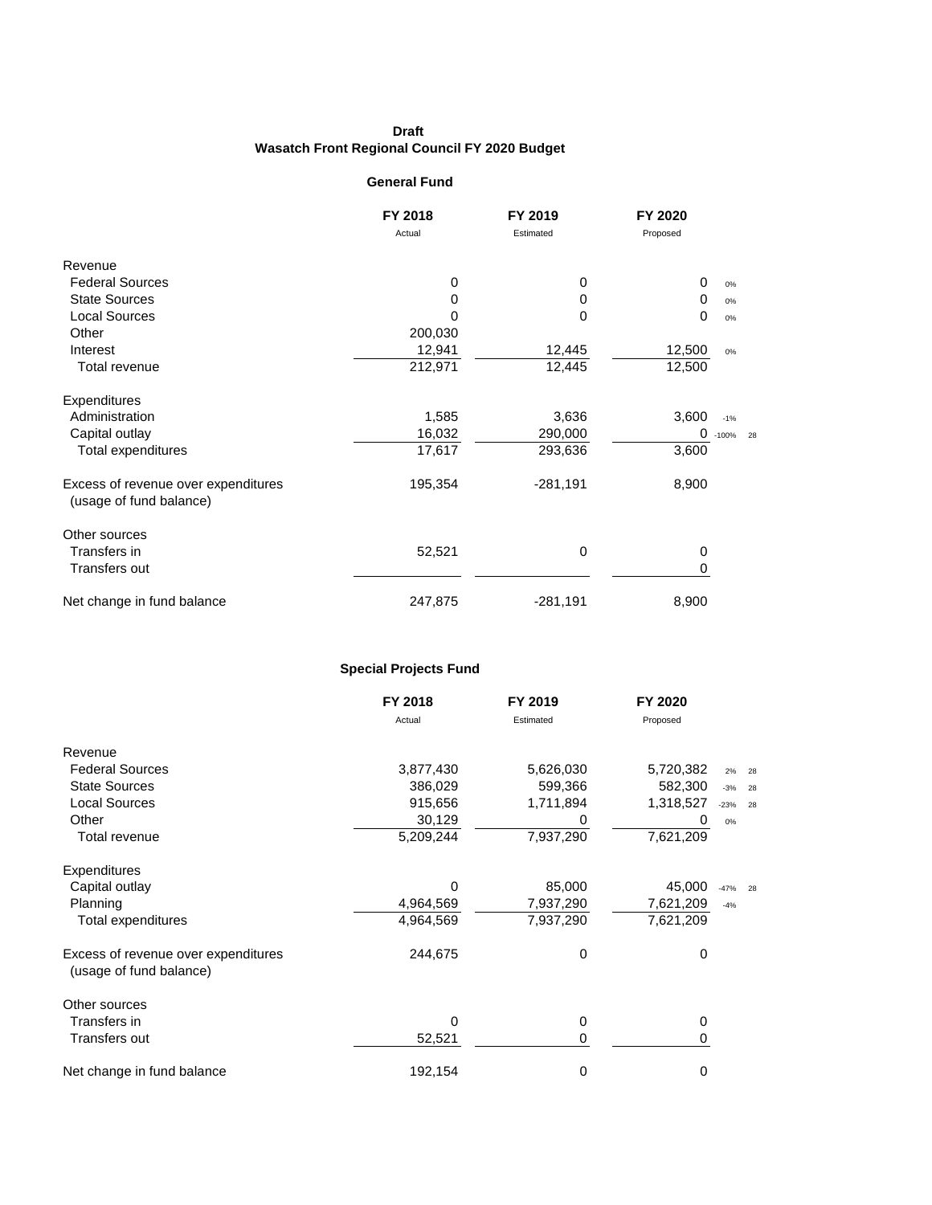**Draft**
**Wasatch Front Regional Council FY 2020 Budget**

## General Fund

| | FY 2018 Actual | FY 2019 Estimated | FY 2020 Proposed | | |
|---|---|---|---|---|---|
| Revenue | | | | | |
| Federal Sources | 0 | 0 | 0 | 0% | |
| State Sources | 0 | 0 | 0 | 0% | |
| Local Sources | 0 | 0 | 0 | 0% | |
| Other | 200,030 | | | | |
| Interest | 12,941 | 12,445 | 12,500 | 0% | |
| Total revenue | 212,971 | 12,445 | 12,500 | | |
| Expenditures | | | | | |
| Administration | 1,585 | 3,636 | 3,600 | -1% | |
| Capital outlay | 16,032 | 290,000 | 0 | -100% | 28 |
| Total expenditures | 17,617 | 293,636 | 3,600 | | |
| Excess of revenue over expenditures (usage of fund balance) | 195,354 | -281,191 | 8,900 | | |
| Other sources | | | | | |
| Transfers in | 52,521 | 0 | 0 | | |
| Transfers out | | | 0 | | |
| Net change in fund balance | 247,875 | -281,191 | 8,900 | | |

## Special Projects Fund

| | FY 2018 Actual | FY 2019 Estimated | FY 2020 Proposed | | |
|---|---|---|---|---|---|
| Revenue | | | | | |
| Federal Sources | 3,877,430 | 5,626,030 | 5,720,382 | 2% | 28 |
| State Sources | 386,029 | 599,366 | 582,300 | -3% | 28 |
| Local Sources | 915,656 | 1,711,894 | 1,318,527 | -23% | 28 |
| Other | 30,129 | 0 | 0 | 0% | |
| Total revenue | 5,209,244 | 7,937,290 | 7,621,209 | | |
| Expenditures | | | | | |
| Capital outlay | 0 | 85,000 | 45,000 | -47% | 28 |
| Planning | 4,964,569 | 7,937,290 | 7,621,209 | -4% | |
| Total expenditures | 4,964,569 | 7,937,290 | 7,621,209 | | |
| Excess of revenue over expenditures (usage of fund balance) | 244,675 | 0 | 0 | | |
| Other sources | | | | | |
| Transfers in | 0 | 0 | 0 | | |
| Transfers out | 52,521 | 0 | 0 | | |
| Net change in fund balance | 192,154 | 0 | 0 | | |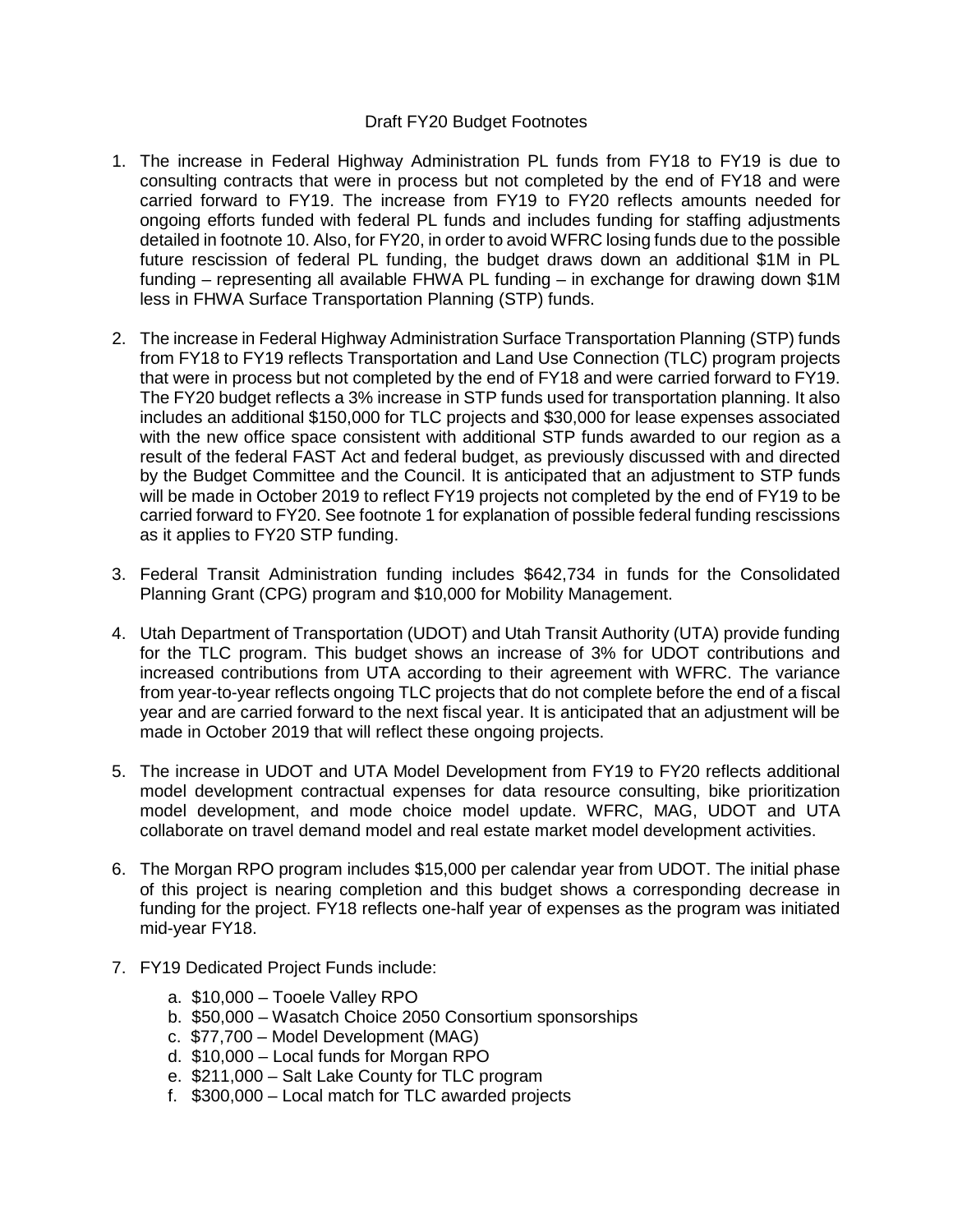Draft FY20 Budget Footnotes

1. The increase in Federal Highway Administration PL funds from FY18 to FY19 is due to consulting contracts that were in process but not completed by the end of FY18 and were carried forward to FY19. The increase from FY19 to FY20 reflects amounts needed for ongoing efforts funded with federal PL funds and includes funding for staffing adjustments detailed in footnote 10. Also, for FY20, in order to avoid WFRC losing funds due to the possible future rescission of federal PL funding, the budget draws down an additional $1M in PL funding – representing all available FHWA PL funding – in exchange for drawing down $1M less in FHWA Surface Transportation Planning (STP) funds.

2. The increase in Federal Highway Administration Surface Transportation Planning (STP) funds from FY18 to FY19 reflects Transportation and Land Use Connection (TLC) program projects that were in process but not completed by the end of FY18 and were carried forward to FY19. The FY20 budget reflects a 3% increase in STP funds used for transportation planning. It also includes an additional $150,000 for TLC projects and $30,000 for lease expenses associated with the new office space consistent with additional STP funds awarded to our region as a result of the federal FAST Act and federal budget, as previously discussed with and directed by the Budget Committee and the Council. It is anticipated that an adjustment to STP funds will be made in October 2019 to reflect FY19 projects not completed by the end of FY19 to be carried forward to FY20. See footnote 1 for explanation of possible federal funding rescissions as it applies to FY20 STP funding.

3. Federal Transit Administration funding includes $642,734 in funds for the Consolidated Planning Grant (CPG) program and $10,000 for Mobility Management.

4. Utah Department of Transportation (UDOT) and Utah Transit Authority (UTA) provide funding for the TLC program. This budget shows an increase of 3% for UDOT contributions and increased contributions from UTA according to their agreement with WFRC. The variance from year-to-year reflects ongoing TLC projects that do not complete before the end of a fiscal year and are carried forward to the next fiscal year. It is anticipated that an adjustment will be made in October 2019 that will reflect these ongoing projects.

5. The increase in UDOT and UTA Model Development from FY19 to FY20 reflects additional model development contractual expenses for data resource consulting, bike prioritization model development, and mode choice model update. WFRC, MAG, UDOT and UTA collaborate on travel demand model and real estate market model development activities.

6. The Morgan RPO program includes $15,000 per calendar year from UDOT. The initial phase of this project is nearing completion and this budget shows a corresponding decrease in funding for the project. FY18 reflects one-half year of expenses as the program was initiated mid-year FY18.

7. FY19 Dedicated Project Funds include:
   a. $10,000 – Tooele Valley RPO
   b. $50,000 – Wasatch Choice 2050 Consortium sponsorships
   c. $77,700 – Model Development (MAG)
   d. $10,000 – Local funds for Morgan RPO
   e. $211,000 – Salt Lake County for TLC program
   f. $300,000 – Local match for TLC awarded projects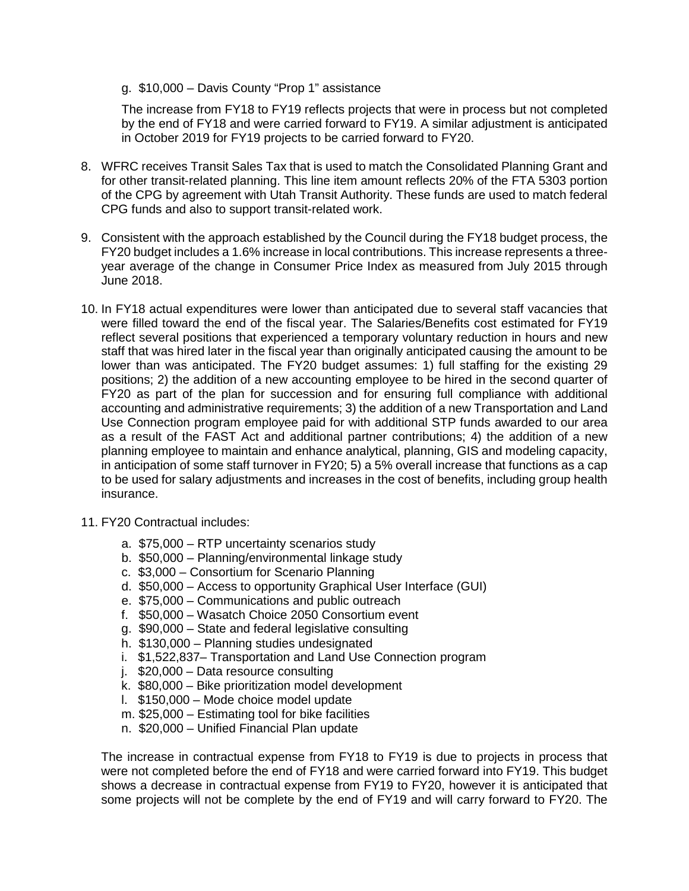g. $10,000 – Davis County "Prop 1" assistance

    The increase from FY18 to FY19 reflects projects that were in process but not completed by the end of FY18 and were carried forward to FY19. A similar adjustment is anticipated in October 2019 for FY19 projects to be carried forward to FY20.

8. WFRC receives Transit Sales Tax that is used to match the Consolidated Planning Grant and for other transit-related planning. This line item amount reflects 20% of the FTA 5303 portion of the CPG by agreement with Utah Transit Authority. These funds are used to match federal CPG funds and also to support transit-related work.

9. Consistent with the approach established by the Council during the FY18 budget process, the FY20 budget includes a 1.6% increase in local contributions. This increase represents a three-year average of the change in Consumer Price Index as measured from July 2015 through June 2018.

10. In FY18 actual expenditures were lower than anticipated due to several staff vacancies that were filled toward the end of the fiscal year. The Salaries/Benefits cost estimated for FY19 reflect several positions that experienced a temporary voluntary reduction in hours and new staff that was hired later in the fiscal year than originally anticipated causing the amount to be lower than was anticipated. The FY20 budget assumes: 1) full staffing for the existing 29 positions; 2) the addition of a new accounting employee to be hired in the second quarter of FY20 as part of the plan for succession and for ensuring full compliance with additional accounting and administrative requirements; 3) the addition of a new Transportation and Land Use Connection program employee paid for with additional STP funds awarded to our area as a result of the FAST Act and additional partner contributions; 4) the addition of a new planning employee to maintain and enhance analytical, planning, GIS and modeling capacity, in anticipation of some staff turnover in FY20; 5) a 5% overall increase that functions as a cap to be used for salary adjustments and increases in the cost of benefits, including group health insurance.

11. FY20 Contractual includes:

    a. $75,000 – RTP uncertainty scenarios study
    b. $50,000 – Planning/environmental linkage study
    c. $3,000 – Consortium for Scenario Planning
    d. $50,000 – Access to opportunity Graphical User Interface (GUI)
    e. $75,000 – Communications and public outreach
    f. $50,000 – Wasatch Choice 2050 Consortium event
    g. $90,000 – State and federal legislative consulting
    h. $130,000 – Planning studies undesignated
    i. $1,522,837– Transportation and Land Use Connection program
    j. $20,000 – Data resource consulting
    k. $80,000 – Bike prioritization model development
    l. $150,000 – Mode choice model update
    m. $25,000 – Estimating tool for bike facilities
    n. $20,000 – Unified Financial Plan update

    The increase in contractual expense from FY18 to FY19 is due to projects in process that were not completed before the end of FY18 and were carried forward into FY19. This budget shows a decrease in contractual expense from FY19 to FY20, however it is anticipated that some projects will not be complete by the end of FY19 and will carry forward to FY20. The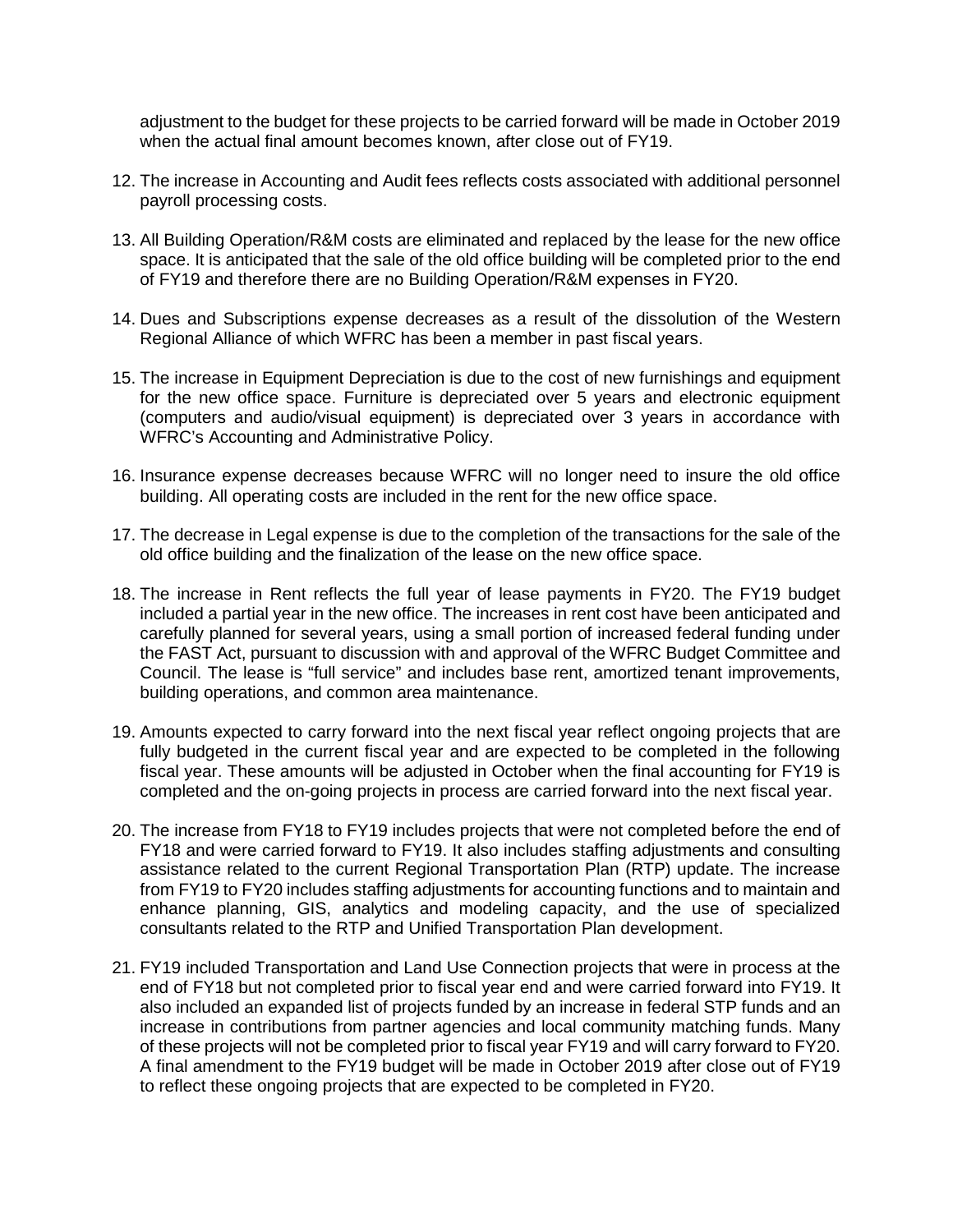adjustment to the budget for these projects to be carried forward will be made in October 2019 when the actual final amount becomes known, after close out of FY19.

12. The increase in Accounting and Audit fees reflects costs associated with additional personnel payroll processing costs.

13. All Building Operation/R&M costs are eliminated and replaced by the lease for the new office space. It is anticipated that the sale of the old office building will be completed prior to the end of FY19 and therefore there are no Building Operation/R&M expenses in FY20.

14. Dues and Subscriptions expense decreases as a result of the dissolution of the Western Regional Alliance of which WFRC has been a member in past fiscal years.

15. The increase in Equipment Depreciation is due to the cost of new furnishings and equipment for the new office space. Furniture is depreciated over 5 years and electronic equipment (computers and audio/visual equipment) is depreciated over 3 years in accordance with WFRC's Accounting and Administrative Policy.

16. Insurance expense decreases because WFRC will no longer need to insure the old office building. All operating costs are included in the rent for the new office space.

17. The decrease in Legal expense is due to the completion of the transactions for the sale of the old office building and the finalization of the lease on the new office space.

18. The increase in Rent reflects the full year of lease payments in FY20. The FY19 budget included a partial year in the new office. The increases in rent cost have been anticipated and carefully planned for several years, using a small portion of increased federal funding under the FAST Act, pursuant to discussion with and approval of the WFRC Budget Committee and Council. The lease is "full service" and includes base rent, amortized tenant improvements, building operations, and common area maintenance.

19. Amounts expected to carry forward into the next fiscal year reflect ongoing projects that are fully budgeted in the current fiscal year and are expected to be completed in the following fiscal year. These amounts will be adjusted in October when the final accounting for FY19 is completed and the on-going projects in process are carried forward into the next fiscal year.

20. The increase from FY18 to FY19 includes projects that were not completed before the end of FY18 and were carried forward to FY19. It also includes staffing adjustments and consulting assistance related to the current Regional Transportation Plan (RTP) update. The increase from FY19 to FY20 includes staffing adjustments for accounting functions and to maintain and enhance planning, GIS, analytics and modeling capacity, and the use of specialized consultants related to the RTP and Unified Transportation Plan development.

21. FY19 included Transportation and Land Use Connection projects that were in process at the end of FY18 but not completed prior to fiscal year end and were carried forward into FY19. It also included an expanded list of projects funded by an increase in federal STP funds and an increase in contributions from partner agencies and local community matching funds. Many of these projects will not be completed prior to fiscal year FY19 and will carry forward to FY20. A final amendment to the FY19 budget will be made in October 2019 after close out of FY19 to reflect these ongoing projects that are expected to be completed in FY20.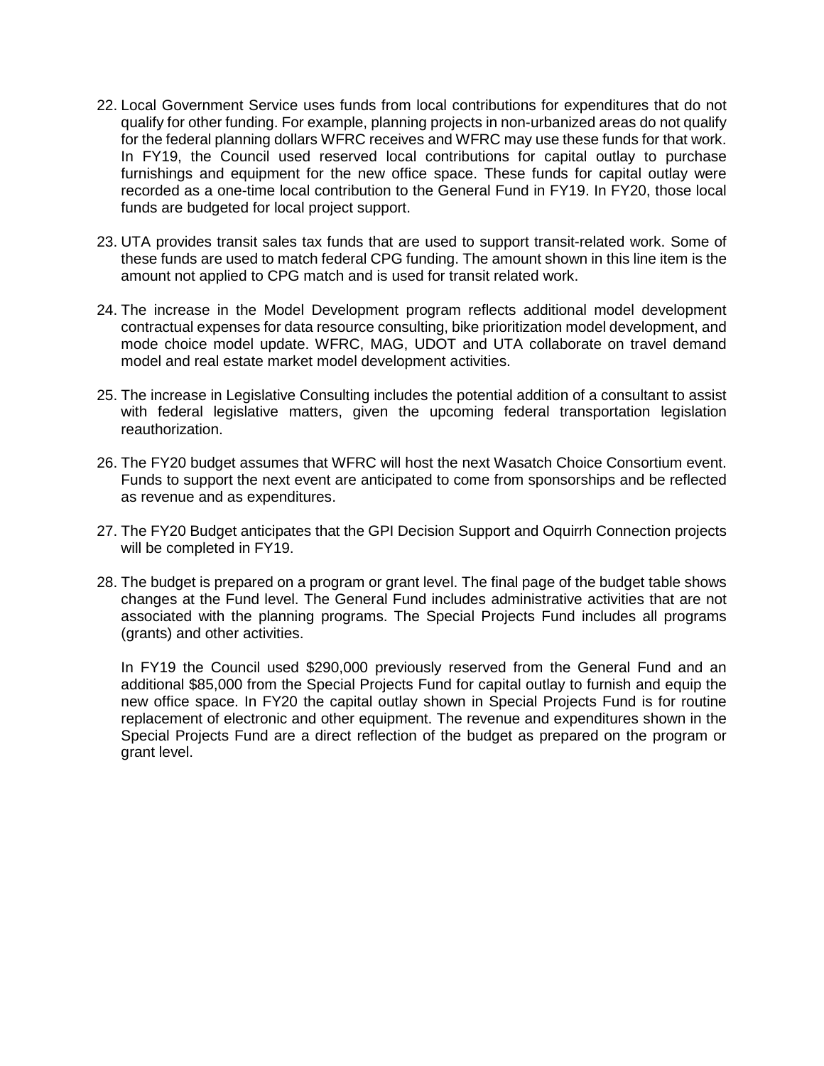22. Local Government Service uses funds from local contributions for expenditures that do not qualify for other funding. For example, planning projects in non-urbanized areas do not qualify for the federal planning dollars WFRC receives and WFRC may use these funds for that work. In FY19, the Council used reserved local contributions for capital outlay to purchase furnishings and equipment for the new office space. These funds for capital outlay were recorded as a one-time local contribution to the General Fund in FY19. In FY20, those local funds are budgeted for local project support.

23. UTA provides transit sales tax funds that are used to support transit-related work. Some of these funds are used to match federal CPG funding. The amount shown in this line item is the amount not applied to CPG match and is used for transit related work.

24. The increase in the Model Development program reflects additional model development contractual expenses for data resource consulting, bike prioritization model development, and mode choice model update. WFRC, MAG, UDOT and UTA collaborate on travel demand model and real estate market model development activities.

25. The increase in Legislative Consulting includes the potential addition of a consultant to assist with federal legislative matters, given the upcoming federal transportation legislation reauthorization.

26. The FY20 budget assumes that WFRC will host the next Wasatch Choice Consortium event. Funds to support the next event are anticipated to come from sponsorships and be reflected as revenue and as expenditures.

27. The FY20 Budget anticipates that the GPI Decision Support and Oquirrh Connection projects will be completed in FY19.

28. The budget is prepared on a program or grant level. The final page of the budget table shows changes at the Fund level. The General Fund includes administrative activities that are not associated with the planning programs. The Special Projects Fund includes all programs (grants) and other activities.

    In FY19 the Council used $290,000 previously reserved from the General Fund and an additional $85,000 from the Special Projects Fund for capital outlay to furnish and equip the new office space. In FY20 the capital outlay shown in Special Projects Fund is for routine replacement of electronic and other equipment. The revenue and expenditures shown in the Special Projects Fund are a direct reflection of the budget as prepared on the program or grant level.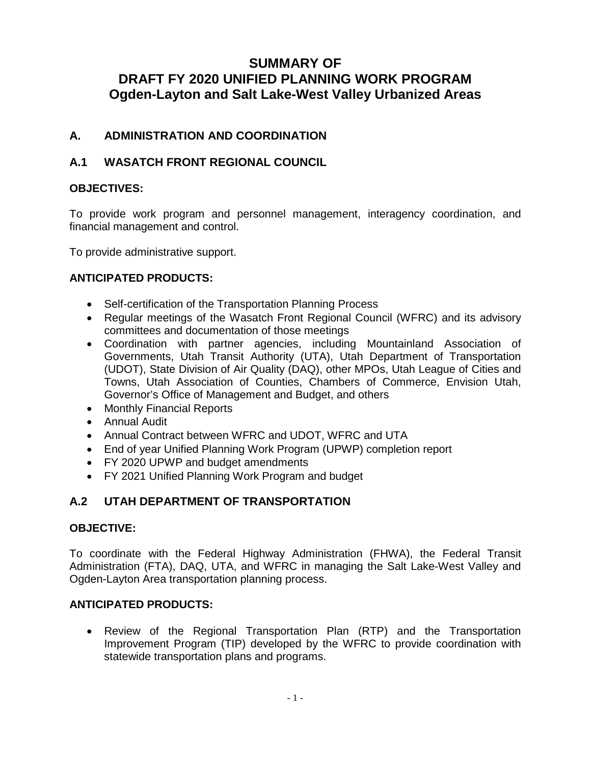# SUMMARY OF
# DRAFT FY 2020 UNIFIED PLANNING WORK PROGRAM
# Ogden-Layton and Salt Lake-West Valley Urbanized Areas

## A. ADMINISTRATION AND COORDINATION

## A.1 WASATCH FRONT REGIONAL COUNCIL

### OBJECTIVES:

To provide work program and personnel management, interagency coordination, and financial management and control.

To provide administrative support.

### ANTICIPATED PRODUCTS:

- Self-certification of the Transportation Planning Process
- Regular meetings of the Wasatch Front Regional Council (WFRC) and its advisory committees and documentation of those meetings
- Coordination with partner agencies, including Mountainland Association of Governments, Utah Transit Authority (UTA), Utah Department of Transportation (UDOT), State Division of Air Quality (DAQ), other MPOs, Utah League of Cities and Towns, Utah Association of Counties, Chambers of Commerce, Envision Utah, Governor's Office of Management and Budget, and others
- Monthly Financial Reports
- Annual Audit
- Annual Contract between WFRC and UDOT, WFRC and UTA
- End of year Unified Planning Work Program (UPWP) completion report
- FY 2020 UPWP and budget amendments
- FY 2021 Unified Planning Work Program and budget

## A.2 UTAH DEPARTMENT OF TRANSPORTATION

### OBJECTIVE:

To coordinate with the Federal Highway Administration (FHWA), the Federal Transit Administration (FTA), DAQ, UTA, and WFRC in managing the Salt Lake-West Valley and Ogden-Layton Area transportation planning process.

### ANTICIPATED PRODUCTS:

- Review of the Regional Transportation Plan (RTP) and the Transportation Improvement Program (TIP) developed by the WFRC to provide coordination with statewide transportation plans and programs.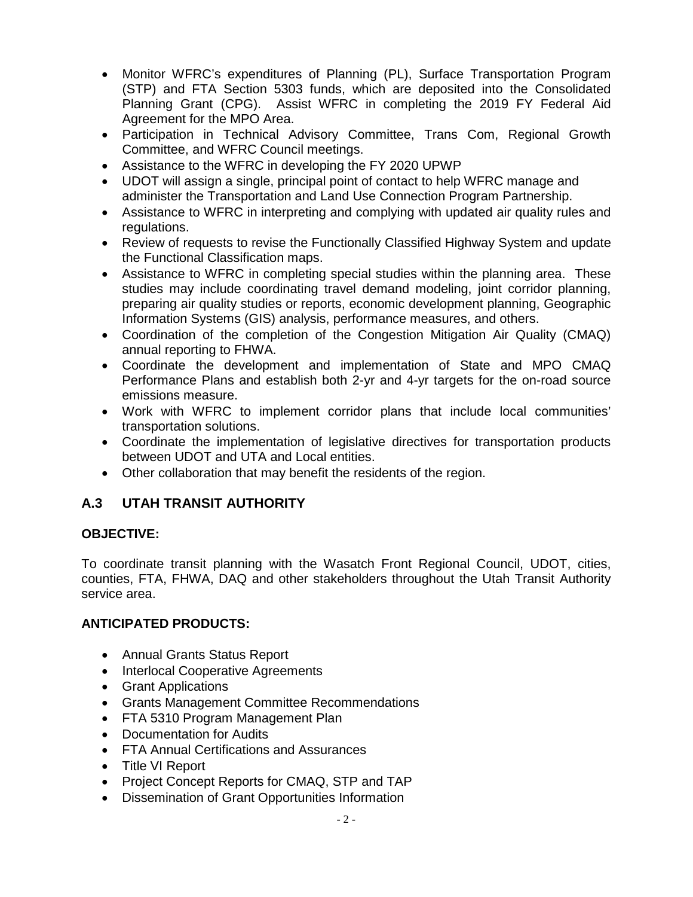- Monitor WFRC's expenditures of Planning (PL), Surface Transportation Program (STP) and FTA Section 5303 funds, which are deposited into the Consolidated Planning Grant (CPG). Assist WFRC in completing the 2019 FY Federal Aid Agreement for the MPO Area.
- Participation in Technical Advisory Committee, Trans Com, Regional Growth Committee, and WFRC Council meetings.
- Assistance to the WFRC in developing the FY 2020 UPWP
- UDOT will assign a single, principal point of contact to help WFRC manage and administer the Transportation and Land Use Connection Program Partnership.
- Assistance to WFRC in interpreting and complying with updated air quality rules and regulations.
- Review of requests to revise the Functionally Classified Highway System and update the Functional Classification maps.
- Assistance to WFRC in completing special studies within the planning area. These studies may include coordinating travel demand modeling, joint corridor planning, preparing air quality studies or reports, economic development planning, Geographic Information Systems (GIS) analysis, performance measures, and others.
- Coordination of the completion of the Congestion Mitigation Air Quality (CMAQ) annual reporting to FHWA.
- Coordinate the development and implementation of State and MPO CMAQ Performance Plans and establish both 2-yr and 4-yr targets for the on-road source emissions measure.
- Work with WFRC to implement corridor plans that include local communities' transportation solutions.
- Coordinate the implementation of legislative directives for transportation products between UDOT and UTA and Local entities.
- Other collaboration that may benefit the residents of the region.

## A.3 UTAH TRANSIT AUTHORITY

**OBJECTIVE:**

To coordinate transit planning with the Wasatch Front Regional Council, UDOT, cities, counties, FTA, FHWA, DAQ and other stakeholders throughout the Utah Transit Authority service area.

**ANTICIPATED PRODUCTS:**

- Annual Grants Status Report
- Interlocal Cooperative Agreements
- Grant Applications
- Grants Management Committee Recommendations
- FTA 5310 Program Management Plan
- Documentation for Audits
- FTA Annual Certifications and Assurances
- Title VI Report
- Project Concept Reports for CMAQ, STP and TAP
- Dissemination of Grant Opportunities Information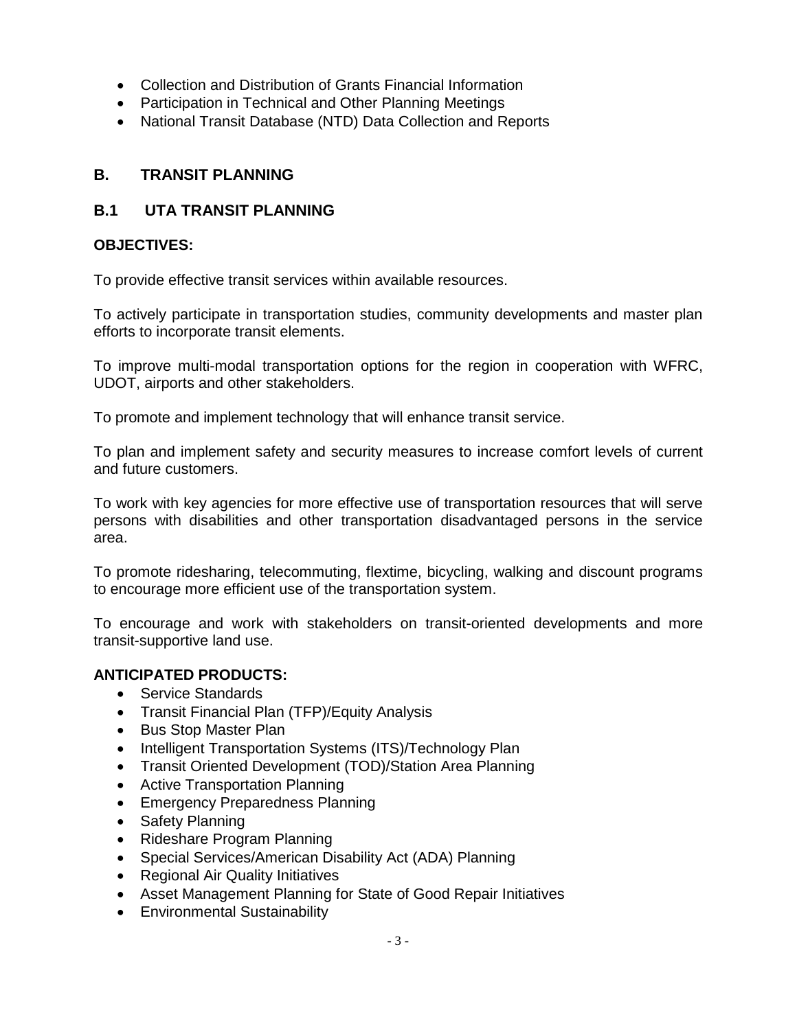- Collection and Distribution of Grants Financial Information
- Participation in Technical and Other Planning Meetings
- National Transit Database (NTD) Data Collection and Reports

## B. TRANSIT PLANNING

### B.1 UTA TRANSIT PLANNING

**OBJECTIVES:**

To provide effective transit services within available resources.

To actively participate in transportation studies, community developments and master plan efforts to incorporate transit elements.

To improve multi-modal transportation options for the region in cooperation with WFRC, UDOT, airports and other stakeholders.

To promote and implement technology that will enhance transit service.

To plan and implement safety and security measures to increase comfort levels of current and future customers.

To work with key agencies for more effective use of transportation resources that will serve persons with disabilities and other transportation disadvantaged persons in the service area.

To promote ridesharing, telecommuting, flextime, bicycling, walking and discount programs to encourage more efficient use of the transportation system.

To encourage and work with stakeholders on transit-oriented developments and more transit-supportive land use.

**ANTICIPATED PRODUCTS:**

- Service Standards
- Transit Financial Plan (TFP)/Equity Analysis
- Bus Stop Master Plan
- Intelligent Transportation Systems (ITS)/Technology Plan
- Transit Oriented Development (TOD)/Station Area Planning
- Active Transportation Planning
- Emergency Preparedness Planning
- Safety Planning
- Rideshare Program Planning
- Special Services/American Disability Act (ADA) Planning
- Regional Air Quality Initiatives
- Asset Management Planning for State of Good Repair Initiatives
- Environmental Sustainability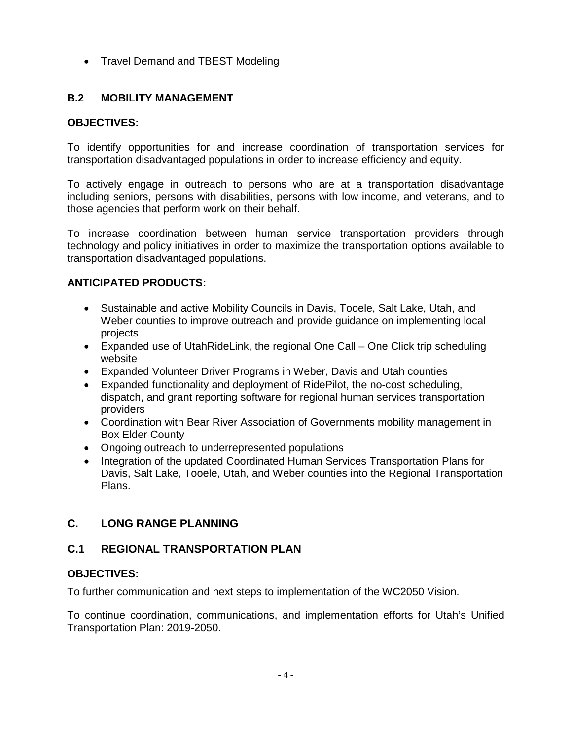- Travel Demand and TBEST Modeling

### B.2 MOBILITY MANAGEMENT

**OBJECTIVES:**

To identify opportunities for and increase coordination of transportation services for transportation disadvantaged populations in order to increase efficiency and equity.

To actively engage in outreach to persons who are at a transportation disadvantage including seniors, persons with disabilities, persons with low income, and veterans, and to those agencies that perform work on their behalf.

To increase coordination between human service transportation providers through technology and policy initiatives in order to maximize the transportation options available to transportation disadvantaged populations.

**ANTICIPATED PRODUCTS:**

- Sustainable and active Mobility Councils in Davis, Tooele, Salt Lake, Utah, and Weber counties to improve outreach and provide guidance on implementing local projects
- Expanded use of UtahRideLink, the regional One Call – One Click trip scheduling website
- Expanded Volunteer Driver Programs in Weber, Davis and Utah counties
- Expanded functionality and deployment of RidePilot, the no-cost scheduling, dispatch, and grant reporting software for regional human services transportation providers
- Coordination with Bear River Association of Governments mobility management in Box Elder County
- Ongoing outreach to underrepresented populations
- Integration of the updated Coordinated Human Services Transportation Plans for Davis, Salt Lake, Tooele, Utah, and Weber counties into the Regional Transportation Plans.

## C. LONG RANGE PLANNING

### C.1 REGIONAL TRANSPORTATION PLAN

**OBJECTIVES:**

To further communication and next steps to implementation of the WC2050 Vision.

To continue coordination, communications, and implementation efforts for Utah's Unified Transportation Plan: 2019-2050.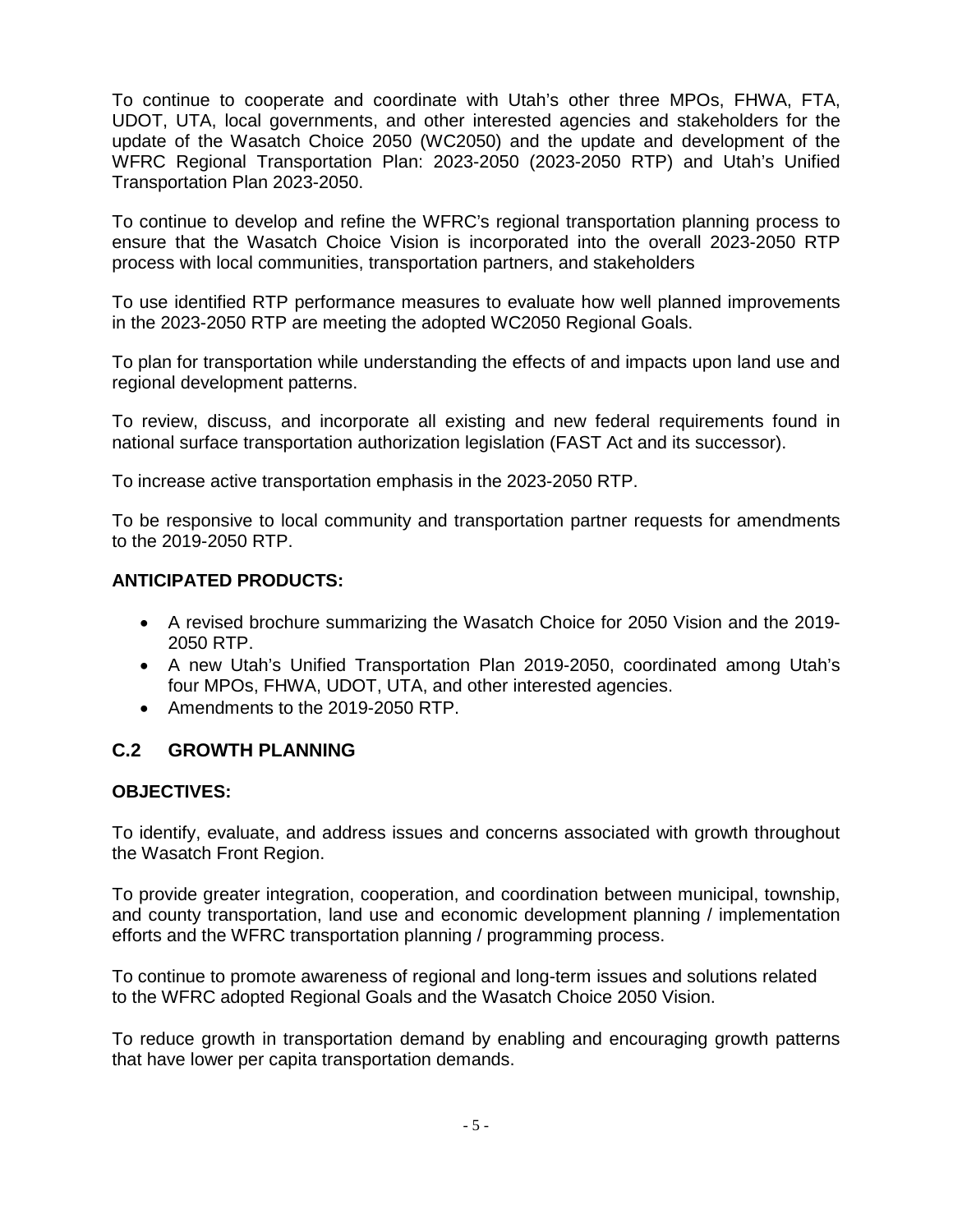To continue to cooperate and coordinate with Utah's other three MPOs, FHWA, FTA, UDOT, UTA, local governments, and other interested agencies and stakeholders for the update of the Wasatch Choice 2050 (WC2050) and the update and development of the WFRC Regional Transportation Plan: 2023-2050 (2023-2050 RTP) and Utah's Unified Transportation Plan 2023-2050.

To continue to develop and refine the WFRC's regional transportation planning process to ensure that the Wasatch Choice Vision is incorporated into the overall 2023-2050 RTP process with local communities, transportation partners, and stakeholders

To use identified RTP performance measures to evaluate how well planned improvements in the 2023-2050 RTP are meeting the adopted WC2050 Regional Goals.

To plan for transportation while understanding the effects of and impacts upon land use and regional development patterns.

To review, discuss, and incorporate all existing and new federal requirements found in national surface transportation authorization legislation (FAST Act and its successor).

To increase active transportation emphasis in the 2023-2050 RTP.

To be responsive to local community and transportation partner requests for amendments to the 2019-2050 RTP.

**ANTICIPATED PRODUCTS:**

- A revised brochure summarizing the Wasatch Choice for 2050 Vision and the 2019-2050 RTP.
- A new Utah's Unified Transportation Plan 2019-2050, coordinated among Utah's four MPOs, FHWA, UDOT, UTA, and other interested agencies.
- Amendments to the 2019-2050 RTP.

## C.2 GROWTH PLANNING

**OBJECTIVES:**

To identify, evaluate, and address issues and concerns associated with growth throughout the Wasatch Front Region.

To provide greater integration, cooperation, and coordination between municipal, township, and county transportation, land use and economic development planning / implementation efforts and the WFRC transportation planning / programming process.

To continue to promote awareness of regional and long-term issues and solutions related to the WFRC adopted Regional Goals and the Wasatch Choice 2050 Vision.

To reduce growth in transportation demand by enabling and encouraging growth patterns that have lower per capita transportation demands.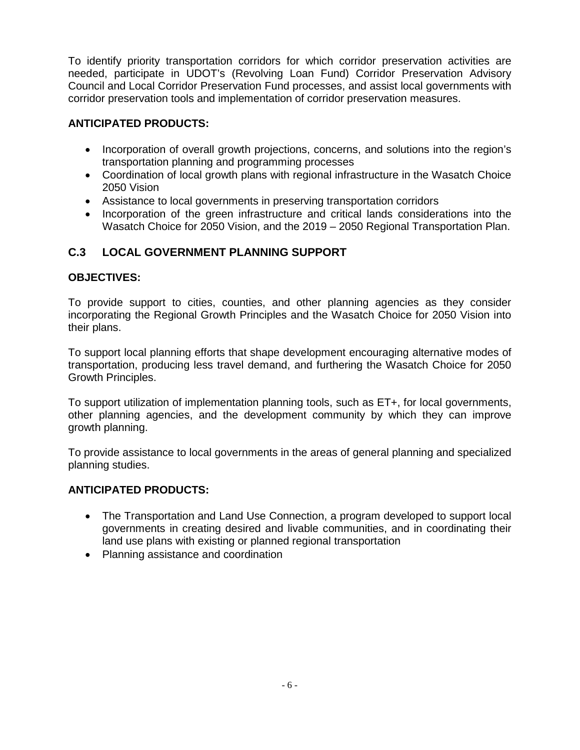To identify priority transportation corridors for which corridor preservation activities are needed, participate in UDOT's (Revolving Loan Fund) Corridor Preservation Advisory Council and Local Corridor Preservation Fund processes, and assist local governments with corridor preservation tools and implementation of corridor preservation measures.

**ANTICIPATED PRODUCTS:**

- Incorporation of overall growth projections, concerns, and solutions into the region's transportation planning and programming processes
- Coordination of local growth plans with regional infrastructure in the Wasatch Choice 2050 Vision
- Assistance to local governments in preserving transportation corridors
- Incorporation of the green infrastructure and critical lands considerations into the Wasatch Choice for 2050 Vision, and the 2019 – 2050 Regional Transportation Plan.

## C.3 LOCAL GOVERNMENT PLANNING SUPPORT

**OBJECTIVES:**

To provide support to cities, counties, and other planning agencies as they consider incorporating the Regional Growth Principles and the Wasatch Choice for 2050 Vision into their plans.

To support local planning efforts that shape development encouraging alternative modes of transportation, producing less travel demand, and furthering the Wasatch Choice for 2050 Growth Principles.

To support utilization of implementation planning tools, such as ET+, for local governments, other planning agencies, and the development community by which they can improve growth planning.

To provide assistance to local governments in the areas of general planning and specialized planning studies.

**ANTICIPATED PRODUCTS:**

- The Transportation and Land Use Connection, a program developed to support local governments in creating desired and livable communities, and in coordinating their land use plans with existing or planned regional transportation
- Planning assistance and coordination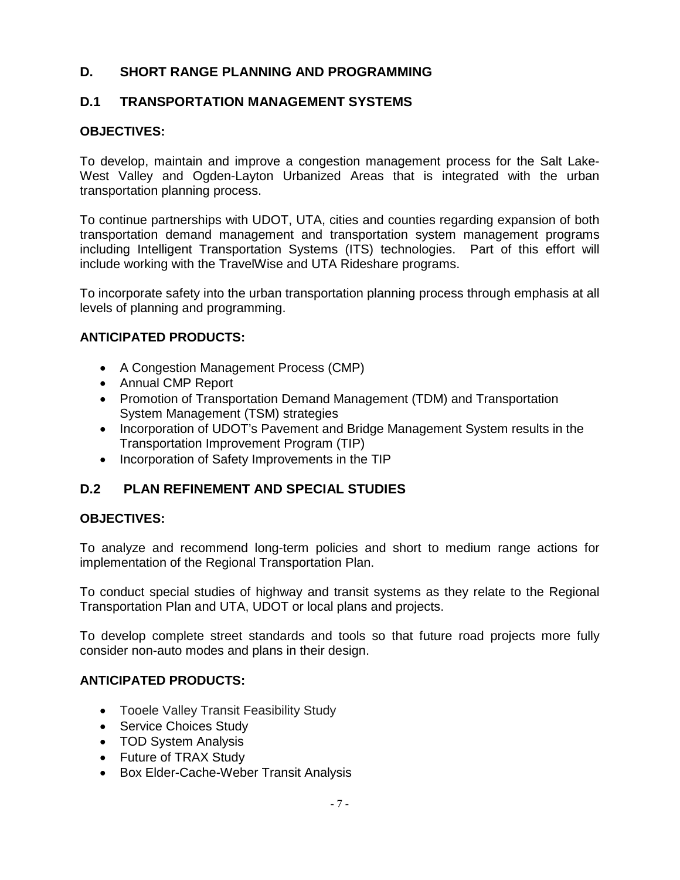## D. SHORT RANGE PLANNING AND PROGRAMMING

### D.1 TRANSPORTATION MANAGEMENT SYSTEMS

**OBJECTIVES:**

To develop, maintain and improve a congestion management process for the Salt Lake-West Valley and Ogden-Layton Urbanized Areas that is integrated with the urban transportation planning process.

To continue partnerships with UDOT, UTA, cities and counties regarding expansion of both transportation demand management and transportation system management programs including Intelligent Transportation Systems (ITS) technologies. Part of this effort will include working with the TravelWise and UTA Rideshare programs.

To incorporate safety into the urban transportation planning process through emphasis at all levels of planning and programming.

**ANTICIPATED PRODUCTS:**

- A Congestion Management Process (CMP)
- Annual CMP Report
- Promotion of Transportation Demand Management (TDM) and Transportation System Management (TSM) strategies
- Incorporation of UDOT's Pavement and Bridge Management System results in the Transportation Improvement Program (TIP)
- Incorporation of Safety Improvements in the TIP

### D.2 PLAN REFINEMENT AND SPECIAL STUDIES

**OBJECTIVES:**

To analyze and recommend long-term policies and short to medium range actions for implementation of the Regional Transportation Plan.

To conduct special studies of highway and transit systems as they relate to the Regional Transportation Plan and UTA, UDOT or local plans and projects.

To develop complete street standards and tools so that future road projects more fully consider non-auto modes and plans in their design.

**ANTICIPATED PRODUCTS:**

- Tooele Valley Transit Feasibility Study
- Service Choices Study
- TOD System Analysis
- Future of TRAX Study
- Box Elder-Cache-Weber Transit Analysis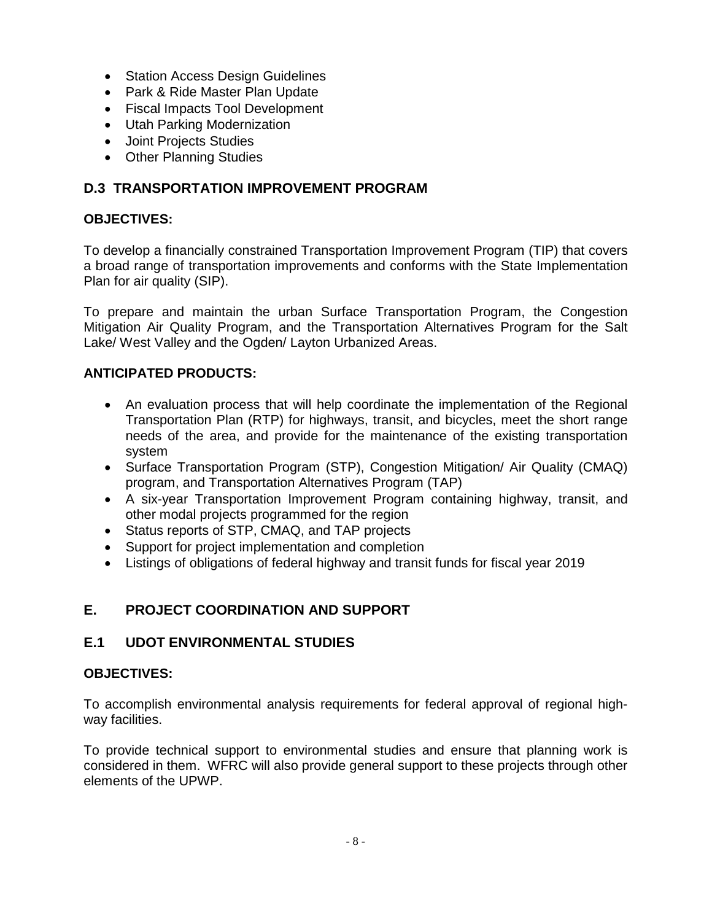- Station Access Design Guidelines
- Park & Ride Master Plan Update
- Fiscal Impacts Tool Development
- Utah Parking Modernization
- Joint Projects Studies
- Other Planning Studies

## D.3 TRANSPORTATION IMPROVEMENT PROGRAM

**OBJECTIVES:**

To develop a financially constrained Transportation Improvement Program (TIP) that covers a broad range of transportation improvements and conforms with the State Implementation Plan for air quality (SIP).

To prepare and maintain the urban Surface Transportation Program, the Congestion Mitigation Air Quality Program, and the Transportation Alternatives Program for the Salt Lake/ West Valley and the Ogden/ Layton Urbanized Areas.

**ANTICIPATED PRODUCTS:**

- An evaluation process that will help coordinate the implementation of the Regional Transportation Plan (RTP) for highways, transit, and bicycles, meet the short range needs of the area, and provide for the maintenance of the existing transportation system
- Surface Transportation Program (STP), Congestion Mitigation/ Air Quality (CMAQ) program, and Transportation Alternatives Program (TAP)
- A six-year Transportation Improvement Program containing highway, transit, and other modal projects programmed for the region
- Status reports of STP, CMAQ, and TAP projects
- Support for project implementation and completion
- Listings of obligations of federal highway and transit funds for fiscal year 2019

# E. PROJECT COORDINATION AND SUPPORT

## E.1 UDOT ENVIRONMENTAL STUDIES

**OBJECTIVES:**

To accomplish environmental analysis requirements for federal approval of regional highway facilities.

To provide technical support to environmental studies and ensure that planning work is considered in them. WFRC will also provide general support to these projects through other elements of the UPWP.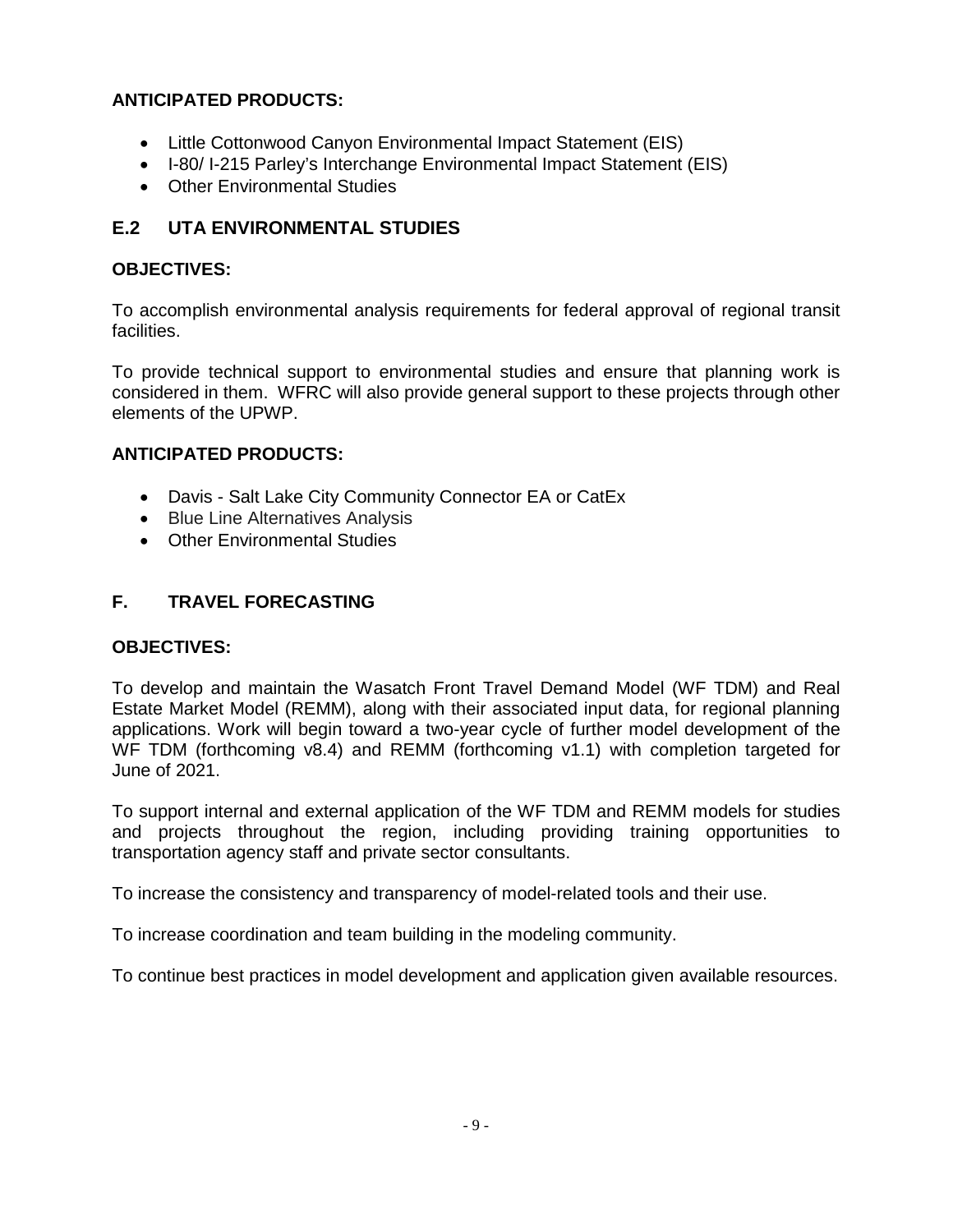**ANTICIPATED PRODUCTS:**

- Little Cottonwood Canyon Environmental Impact Statement (EIS)
- I-80/ I-215 Parley's Interchange Environmental Impact Statement (EIS)
- Other Environmental Studies

## E.2 UTA ENVIRONMENTAL STUDIES

**OBJECTIVES:**

To accomplish environmental analysis requirements for federal approval of regional transit facilities.

To provide technical support to environmental studies and ensure that planning work is considered in them. WFRC will also provide general support to these projects through other elements of the UPWP.

**ANTICIPATED PRODUCTS:**

- Davis - Salt Lake City Community Connector EA or CatEx
- Blue Line Alternatives Analysis
- Other Environmental Studies

## F. TRAVEL FORECASTING

**OBJECTIVES:**

To develop and maintain the Wasatch Front Travel Demand Model (WF TDM) and Real Estate Market Model (REMM), along with their associated input data, for regional planning applications. Work will begin toward a two-year cycle of further model development of the WF TDM (forthcoming v8.4) and REMM (forthcoming v1.1) with completion targeted for June of 2021.

To support internal and external application of the WF TDM and REMM models for studies and projects throughout the region, including providing training opportunities to transportation agency staff and private sector consultants.

To increase the consistency and transparency of model-related tools and their use.

To increase coordination and team building in the modeling community.

To continue best practices in model development and application given available resources.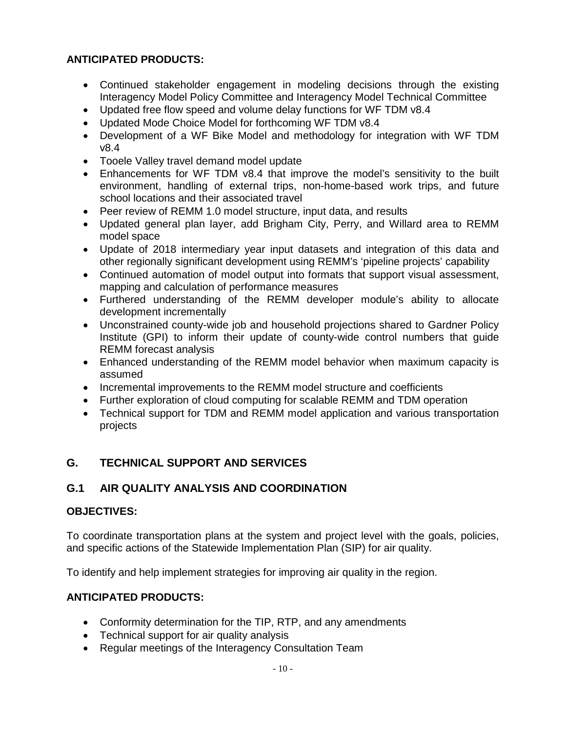### ANTICIPATED PRODUCTS:

- Continued stakeholder engagement in modeling decisions through the existing Interagency Model Policy Committee and Interagency Model Technical Committee
- Updated free flow speed and volume delay functions for WF TDM v8.4
- Updated Mode Choice Model for forthcoming WF TDM v8.4
- Development of a WF Bike Model and methodology for integration with WF TDM v8.4
- Tooele Valley travel demand model update
- Enhancements for WF TDM v8.4 that improve the model's sensitivity to the built environment, handling of external trips, non-home-based work trips, and future school locations and their associated travel
- Peer review of REMM 1.0 model structure, input data, and results
- Updated general plan layer, add Brigham City, Perry, and Willard area to REMM model space
- Update of 2018 intermediary year input datasets and integration of this data and other regionally significant development using REMM's 'pipeline projects' capability
- Continued automation of model output into formats that support visual assessment, mapping and calculation of performance measures
- Furthered understanding of the REMM developer module's ability to allocate development incrementally
- Unconstrained county-wide job and household projections shared to Gardner Policy Institute (GPI) to inform their update of county-wide control numbers that guide REMM forecast analysis
- Enhanced understanding of the REMM model behavior when maximum capacity is assumed
- Incremental improvements to the REMM model structure and coefficients
- Further exploration of cloud computing for scalable REMM and TDM operation
- Technical support for TDM and REMM model application and various transportation projects

## G. TECHNICAL SUPPORT AND SERVICES

## G.1 AIR QUALITY ANALYSIS AND COORDINATION

### OBJECTIVES:

To coordinate transportation plans at the system and project level with the goals, policies, and specific actions of the Statewide Implementation Plan (SIP) for air quality.

To identify and help implement strategies for improving air quality in the region.

### ANTICIPATED PRODUCTS:

- Conformity determination for the TIP, RTP, and any amendments
- Technical support for air quality analysis
- Regular meetings of the Interagency Consultation Team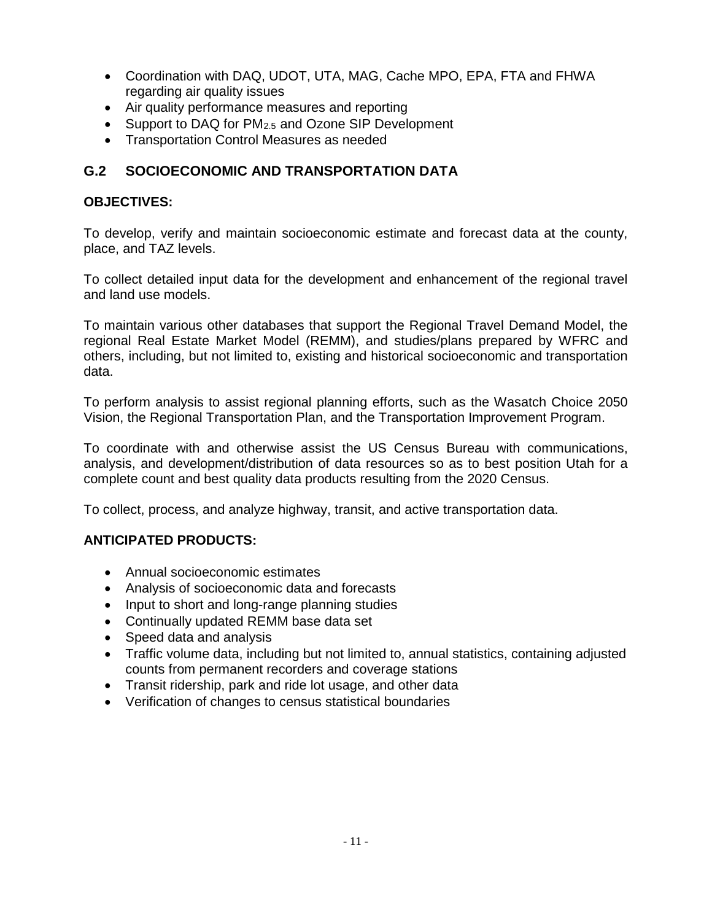- Coordination with DAQ, UDOT, UTA, MAG, Cache MPO, EPA, FTA and FHWA regarding air quality issues
- Air quality performance measures and reporting
- Support to DAQ for $PM_{2.5}$ and Ozone SIP Development
- Transportation Control Measures as needed

## G.2 SOCIOECONOMIC AND TRANSPORTATION DATA

**OBJECTIVES:**

To develop, verify and maintain socioeconomic estimate and forecast data at the county, place, and TAZ levels.

To collect detailed input data for the development and enhancement of the regional travel and land use models.

To maintain various other databases that support the Regional Travel Demand Model, the regional Real Estate Market Model (REMM), and studies/plans prepared by WFRC and others, including, but not limited to, existing and historical socioeconomic and transportation data.

To perform analysis to assist regional planning efforts, such as the Wasatch Choice 2050 Vision, the Regional Transportation Plan, and the Transportation Improvement Program.

To coordinate with and otherwise assist the US Census Bureau with communications, analysis, and development/distribution of data resources so as to best position Utah for a complete count and best quality data products resulting from the 2020 Census.

To collect, process, and analyze highway, transit, and active transportation data.

**ANTICIPATED PRODUCTS:**

- Annual socioeconomic estimates
- Analysis of socioeconomic data and forecasts
- Input to short and long-range planning studies
- Continually updated REMM base data set
- Speed data and analysis
- Traffic volume data, including but not limited to, annual statistics, containing adjusted counts from permanent recorders and coverage stations
- Transit ridership, park and ride lot usage, and other data
- Verification of changes to census statistical boundaries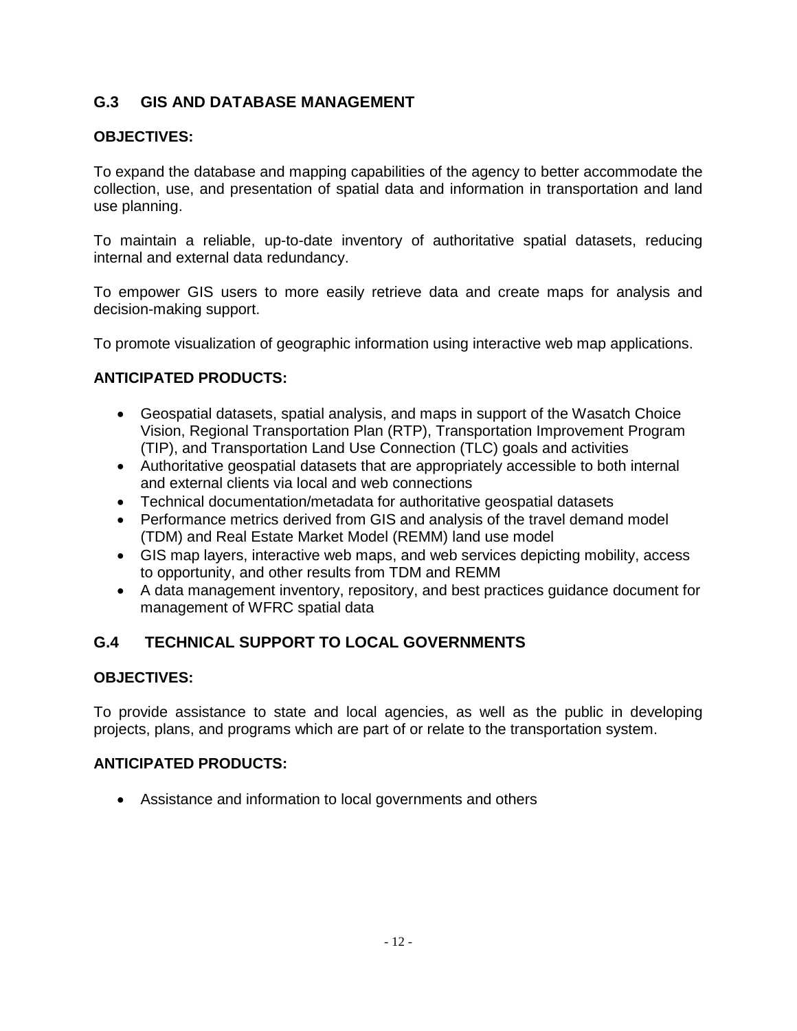## G.3 GIS AND DATABASE MANAGEMENT

**OBJECTIVES:**

To expand the database and mapping capabilities of the agency to better accommodate the collection, use, and presentation of spatial data and information in transportation and land use planning.

To maintain a reliable, up-to-date inventory of authoritative spatial datasets, reducing internal and external data redundancy.

To empower GIS users to more easily retrieve data and create maps for analysis and decision-making support.

To promote visualization of geographic information using interactive web map applications.

**ANTICIPATED PRODUCTS:**

- Geospatial datasets, spatial analysis, and maps in support of the Wasatch Choice Vision, Regional Transportation Plan (RTP), Transportation Improvement Program (TIP), and Transportation Land Use Connection (TLC) goals and activities
- Authoritative geospatial datasets that are appropriately accessible to both internal and external clients via local and web connections
- Technical documentation/metadata for authoritative geospatial datasets
- Performance metrics derived from GIS and analysis of the travel demand model (TDM) and Real Estate Market Model (REMM) land use model
- GIS map layers, interactive web maps, and web services depicting mobility, access to opportunity, and other results from TDM and REMM
- A data management inventory, repository, and best practices guidance document for management of WFRC spatial data

## G.4 TECHNICAL SUPPORT TO LOCAL GOVERNMENTS

**OBJECTIVES:**

To provide assistance to state and local agencies, as well as the public in developing projects, plans, and programs which are part of or relate to the transportation system.

**ANTICIPATED PRODUCTS:**

- Assistance and information to local governments and others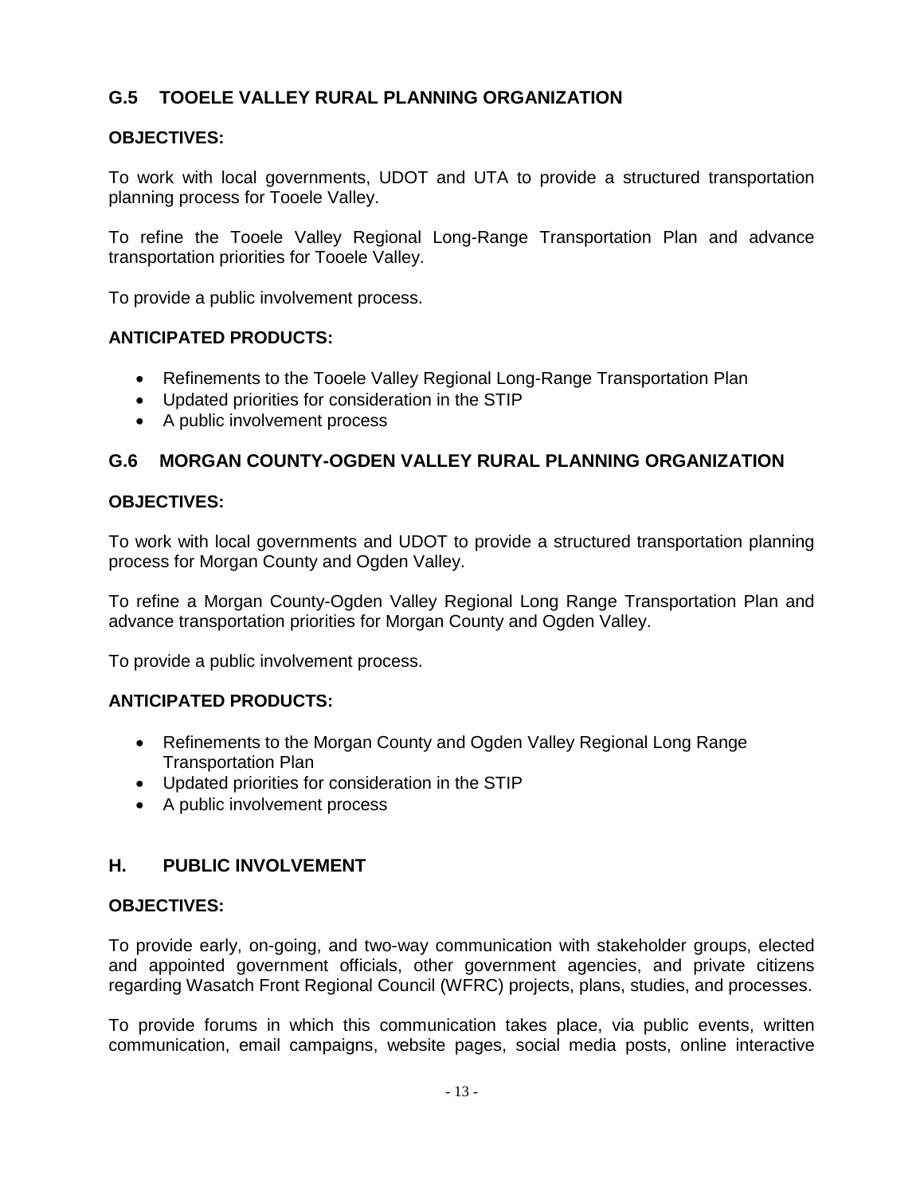## G.5 TOOELE VALLEY RURAL PLANNING ORGANIZATION

**OBJECTIVES:**

To work with local governments, UDOT and UTA to provide a structured transportation planning process for Tooele Valley.

To refine the Tooele Valley Regional Long-Range Transportation Plan and advance transportation priorities for Tooele Valley.

To provide a public involvement process.

**ANTICIPATED PRODUCTS:**

- Refinements to the Tooele Valley Regional Long-Range Transportation Plan
- Updated priorities for consideration in the STIP
- A public involvement process

## G.6 MORGAN COUNTY-OGDEN VALLEY RURAL PLANNING ORGANIZATION

**OBJECTIVES:**

To work with local governments and UDOT to provide a structured transportation planning process for Morgan County and Ogden Valley.

To refine a Morgan County-Ogden Valley Regional Long Range Transportation Plan and advance transportation priorities for Morgan County and Ogden Valley.

To provide a public involvement process.

**ANTICIPATED PRODUCTS:**

- Refinements to the Morgan County and Ogden Valley Regional Long Range Transportation Plan
- Updated priorities for consideration in the STIP
- A public involvement process

## H. PUBLIC INVOLVEMENT

**OBJECTIVES:**

To provide early, on-going, and two-way communication with stakeholder groups, elected and appointed government officials, other government agencies, and private citizens regarding Wasatch Front Regional Council (WFRC) projects, plans, studies, and processes.

To provide forums in which this communication takes place, via public events, written communication, email campaigns, website pages, social media posts, online interactive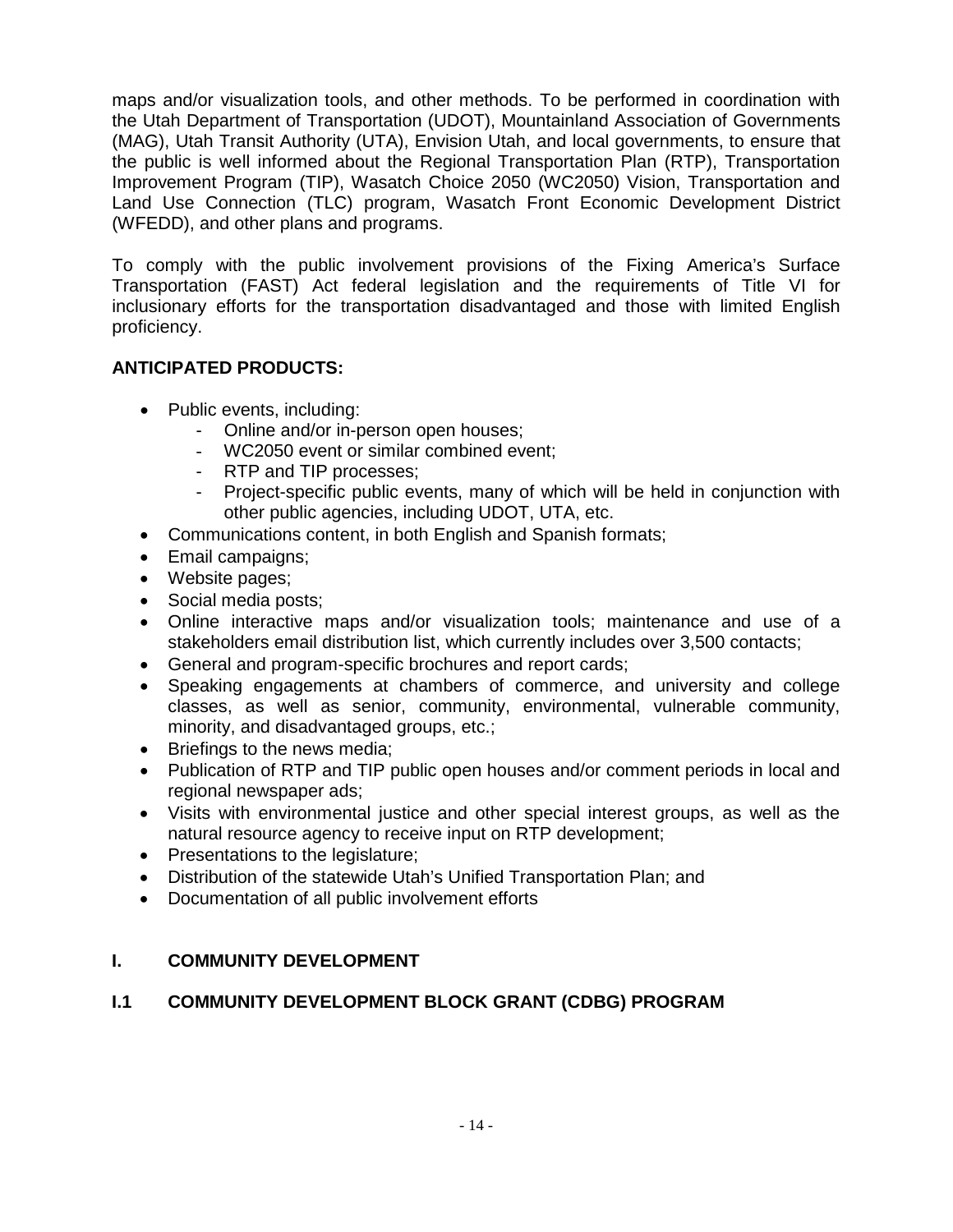maps and/or visualization tools, and other methods. To be performed in coordination with the Utah Department of Transportation (UDOT), Mountainland Association of Governments (MAG), Utah Transit Authority (UTA), Envision Utah, and local governments, to ensure that the public is well informed about the Regional Transportation Plan (RTP), Transportation Improvement Program (TIP), Wasatch Choice 2050 (WC2050) Vision, Transportation and Land Use Connection (TLC) program, Wasatch Front Economic Development District (WFEDD), and other plans and programs.

To comply with the public involvement provisions of the Fixing America's Surface Transportation (FAST) Act federal legislation and the requirements of Title VI for inclusionary efforts for the transportation disadvantaged and those with limited English proficiency.

**ANTICIPATED PRODUCTS:**

- Public events, including:
  - Online and/or in-person open houses;
  - WC2050 event or similar combined event;
  - RTP and TIP processes;
  - Project-specific public events, many of which will be held in conjunction with other public agencies, including UDOT, UTA, etc.
- Communications content, in both English and Spanish formats;
- Email campaigns;
- Website pages;
- Social media posts;
- Online interactive maps and/or visualization tools; maintenance and use of a stakeholders email distribution list, which currently includes over 3,500 contacts;
- General and program-specific brochures and report cards;
- Speaking engagements at chambers of commerce, and university and college classes, as well as senior, community, environmental, vulnerable community, minority, and disadvantaged groups, etc.;
- Briefings to the news media;
- Publication of RTP and TIP public open houses and/or comment periods in local and regional newspaper ads;
- Visits with environmental justice and other special interest groups, as well as the natural resource agency to receive input on RTP development;
- Presentations to the legislature;
- Distribution of the statewide Utah's Unified Transportation Plan; and
- Documentation of all public involvement efforts

## I. COMMUNITY DEVELOPMENT

### I.1 COMMUNITY DEVELOPMENT BLOCK GRANT (CDBG) PROGRAM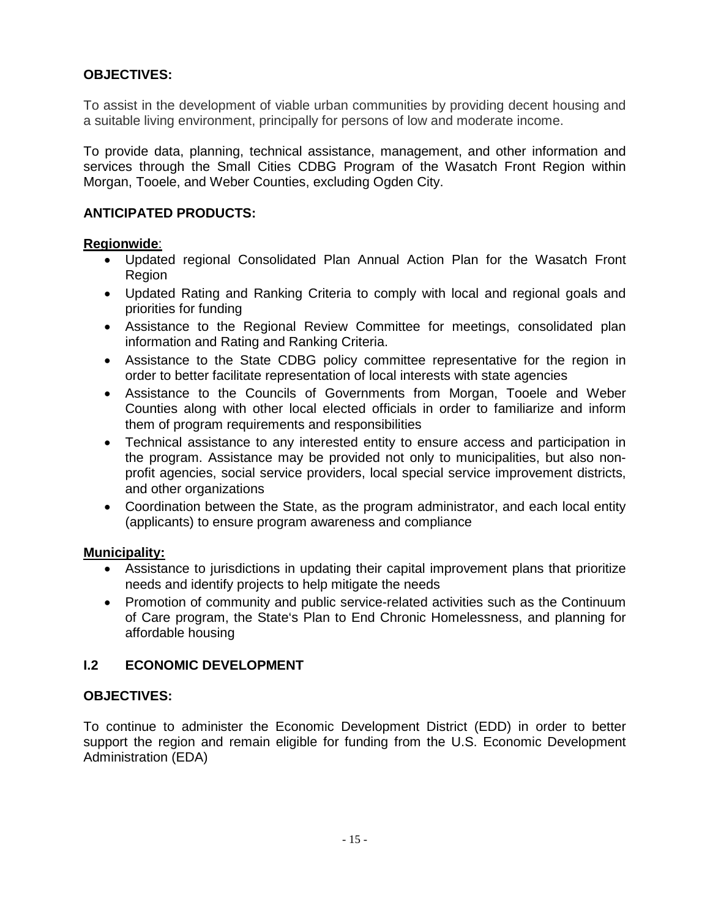**OBJECTIVES:**

To assist in the development of viable urban communities by providing decent housing and a suitable living environment, principally for persons of low and moderate income.

To provide data, planning, technical assistance, management, and other information and services through the Small Cities CDBG Program of the Wasatch Front Region within Morgan, Tooele, and Weber Counties, excluding Ogden City.

**ANTICIPATED PRODUCTS:**

**Regionwide**:

- Updated regional Consolidated Plan Annual Action Plan for the Wasatch Front Region
- Updated Rating and Ranking Criteria to comply with local and regional goals and priorities for funding
- Assistance to the Regional Review Committee for meetings, consolidated plan information and Rating and Ranking Criteria.
- Assistance to the State CDBG policy committee representative for the region in order to better facilitate representation of local interests with state agencies
- Assistance to the Councils of Governments from Morgan, Tooele and Weber Counties along with other local elected officials in order to familiarize and inform them of program requirements and responsibilities
- Technical assistance to any interested entity to ensure access and participation in the program. Assistance may be provided not only to municipalities, but also non-profit agencies, social service providers, local special service improvement districts, and other organizations
- Coordination between the State, as the program administrator, and each local entity (applicants) to ensure program awareness and compliance

**Municipality:**

- Assistance to jurisdictions in updating their capital improvement plans that prioritize needs and identify projects to help mitigate the needs
- Promotion of community and public service-related activities such as the Continuum of Care program, the State's Plan to End Chronic Homelessness, and planning for affordable housing

## I.2 ECONOMIC DEVELOPMENT

**OBJECTIVES:**

To continue to administer the Economic Development District (EDD) in order to better support the region and remain eligible for funding from the U.S. Economic Development Administration (EDA)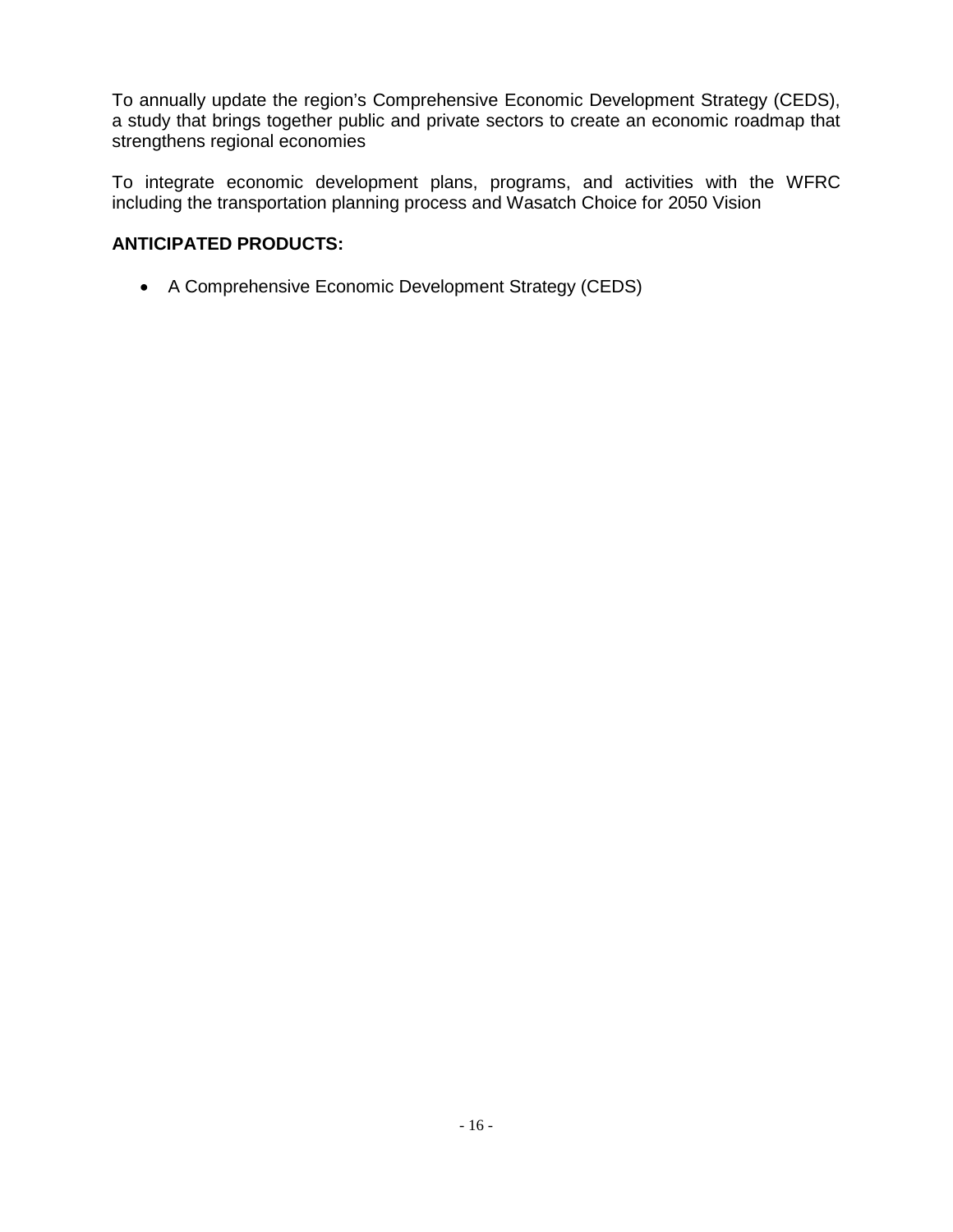To annually update the region's Comprehensive Economic Development Strategy (CEDS), a study that brings together public and private sectors to create an economic roadmap that strengthens regional economies

To integrate economic development plans, programs, and activities with the WFRC including the transportation planning process and Wasatch Choice for 2050 Vision

**ANTICIPATED PRODUCTS:**

- A Comprehensive Economic Development Strategy (CEDS)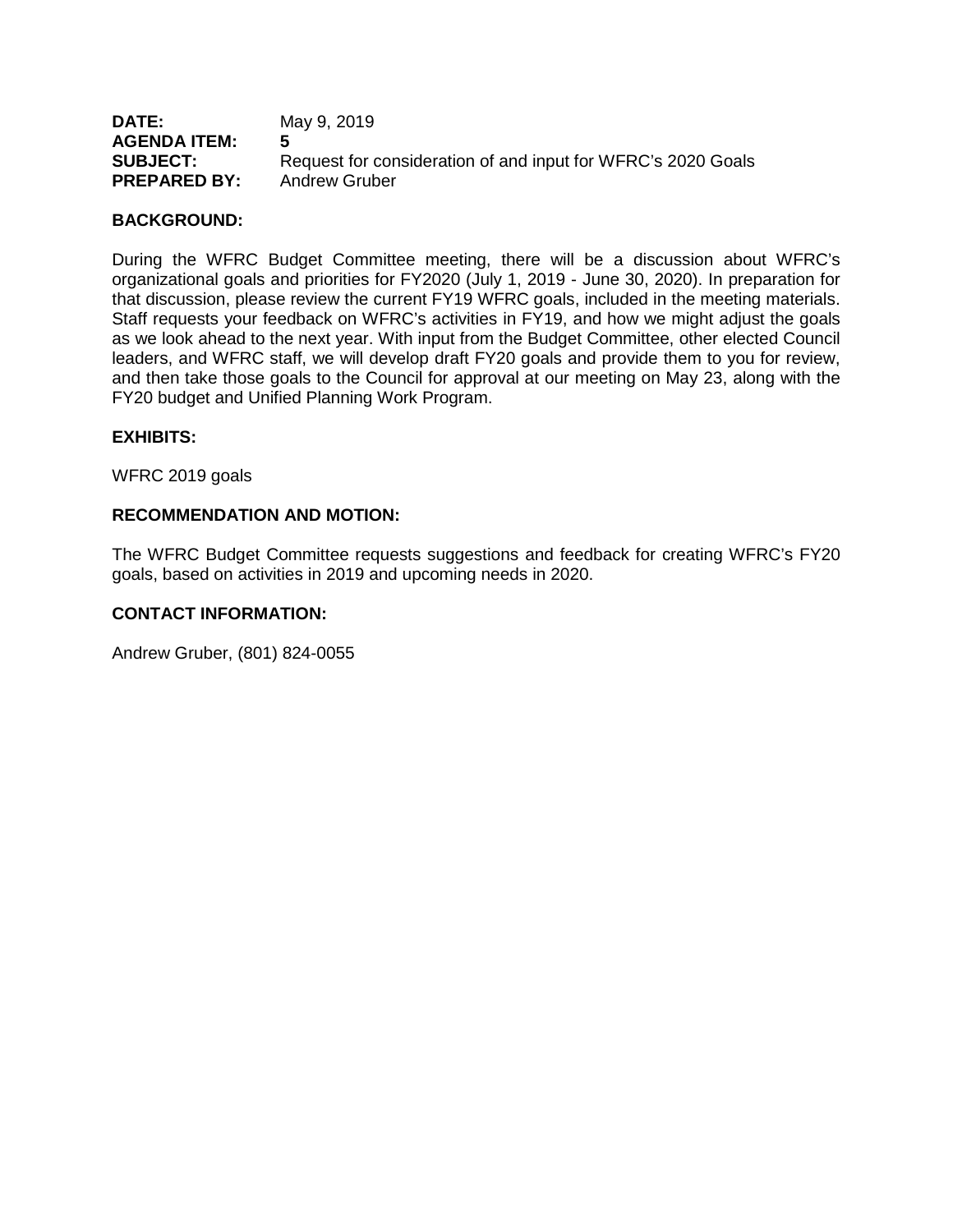**DATE:** May 9, 2019
**AGENDA ITEM:** **5**
**SUBJECT:** Request for consideration of and input for WFRC's 2020 Goals
**PREPARED BY:** Andrew Gruber

**BACKGROUND:**

During the WFRC Budget Committee meeting, there will be a discussion about WFRC's organizational goals and priorities for FY2020 (July 1, 2019 - June 30, 2020). In preparation for that discussion, please review the current FY19 WFRC goals, included in the meeting materials. Staff requests your feedback on WFRC's activities in FY19, and how we might adjust the goals as we look ahead to the next year. With input from the Budget Committee, other elected Council leaders, and WFRC staff, we will develop draft FY20 goals and provide them to you for review, and then take those goals to the Council for approval at our meeting on May 23, along with the FY20 budget and Unified Planning Work Program.

**EXHIBITS:**

WFRC 2019 goals

**RECOMMENDATION AND MOTION:**

The WFRC Budget Committee requests suggestions and feedback for creating WFRC's FY20 goals, based on activities in 2019 and upcoming needs in 2020.

**CONTACT INFORMATION:**

Andrew Gruber, (801) 824-0055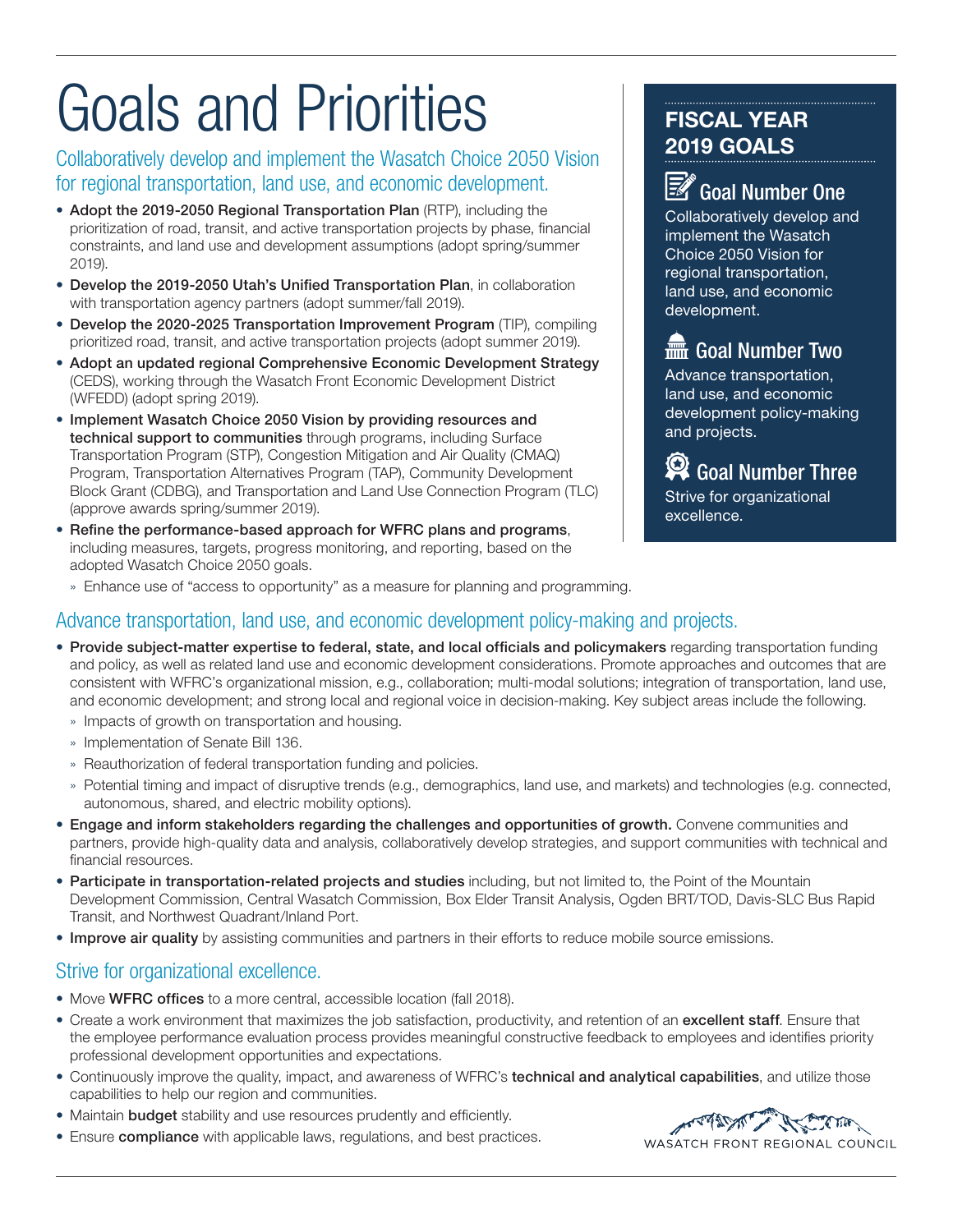# Goals and Priorities

## Collaboratively develop and implement the Wasatch Choice 2050 Vision for regional transportation, land use, and economic development.

- **Adopt the 2019-2050 Regional Transportation Plan** (RTP), including the prioritization of road, transit, and active transportation projects by phase, financial constraints, and land use and development assumptions (adopt spring/summer 2019).
- **Develop the 2019-2050 Utah's Unified Transportation Plan**, in collaboration with transportation agency partners (adopt summer/fall 2019).
- **Develop the 2020-2025 Transportation Improvement Program** (TIP), compiling prioritized road, transit, and active transportation projects (adopt summer 2019).
- **Adopt an updated regional Comprehensive Economic Development Strategy** (CEDS), working through the Wasatch Front Economic Development District (WFEDD) (adopt spring 2019).
- **Implement Wasatch Choice 2050 Vision by providing resources and technical support to communities** through programs, including Surface Transportation Program (STP), Congestion Mitigation and Air Quality (CMAQ) Program, Transportation Alternatives Program (TAP), Community Development Block Grant (CDBG), and Transportation and Land Use Connection Program (TLC) (approve awards spring/summer 2019).
- **Refine the performance-based approach for WFRC plans and programs**, including measures, targets, progress monitoring, and reporting, based on the adopted Wasatch Choice 2050 goals.
  - Enhance use of "access to opportunity" as a measure for planning and programming.

## Advance transportation, land use, and economic development policy-making and projects.

- **Provide subject-matter expertise to federal, state, and local officials and policymakers** regarding transportation funding and policy, as well as related land use and economic development considerations. Promote approaches and outcomes that are consistent with WFRC's organizational mission, e.g., collaboration; multi-modal solutions; integration of transportation, land use, and economic development; and strong local and regional voice in decision-making. Key subject areas include the following.
  - Impacts of growth on transportation and housing.
  - Implementation of Senate Bill 136.
  - Reauthorization of federal transportation funding and policies.
  - Potential timing and impact of disruptive trends (e.g., demographics, land use, and markets) and technologies (e.g. connected, autonomous, shared, and electric mobility options).
- **Engage and inform stakeholders regarding the challenges and opportunities of growth.** Convene communities and partners, provide high-quality data and analysis, collaboratively develop strategies, and support communities with technical and financial resources.
- **Participate in transportation-related projects and studies** including, but not limited to, the Point of the Mountain Development Commission, Central Wasatch Commission, Box Elder Transit Analysis, Ogden BRT/TOD, Davis-SLC Bus Rapid Transit, and Northwest Quadrant/Inland Port.
- **Improve air quality** by assisting communities and partners in their efforts to reduce mobile source emissions.

## Strive for organizational excellence.

- Move **WFRC offices** to a more central, accessible location (fall 2018).
- Create a work environment that maximizes the job satisfaction, productivity, and retention of an **excellent staff**. Ensure that the employee performance evaluation process provides meaningful constructive feedback to employees and identifies priority professional development opportunities and expectations.
- Continuously improve the quality, impact, and awareness of WFRC's **technical and analytical capabilities**, and utilize those capabilities to help our region and communities.
- Maintain **budget** stability and use resources prudently and efficiently.
- Ensure **compliance** with applicable laws, regulations, and best practices.

**FISCAL YEAR 2019 GOALS**

**Goal Number One**

Collaboratively develop and implement the Wasatch Choice 2050 Vision for regional transportation, land use, and economic development.

**Goal Number Two**

Advance transportation, land use, and economic development policy-making and projects.

**Goal Number Three**

Strive for organizational excellence.

WASATCH FRONT REGIONAL COUNCIL